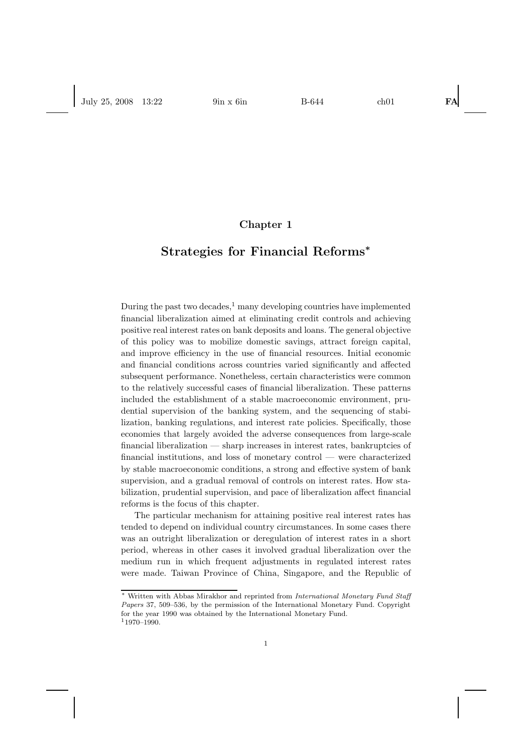# Chapter 1

## Strategies for Financial Reforms*

During the past two decades,[1] many developing countries have implemented financial liberalization aimed at eliminating credit controls and achieving positive real interest rates on bank deposits and loans. The general objective of this policy was to mobilize domestic savings, attract foreign capital, and improve efficiency in the use of financial resources. Initial economic and financial conditions across countries varied significantly and affected subsequent performance. Nonetheless, certain characteristics were common to the relatively successful cases of financial liberalization. These patterns included the establishment of a stable macroeconomic environment, prudential supervision of the banking system, and the sequencing of stabilization, banking regulations, and interest rate policies. Specifically, those economies that largely avoided the adverse consequences from large-scale financial liberalization — sharp increases in interest rates, bankruptcies of financial institutions, and loss of monetary control — were characterized by stable macroeconomic conditions, a strong and effective system of bank supervision, and a gradual removal of controls on interest rates. How stabilization, prudential supervision, and pace of liberalization affect financial reforms is the focus of this chapter.

The particular mechanism for attaining positive real interest rates has tended to depend on individual country circumstances. In some cases there was an outright liberalization or deregulation of interest rates in a short period, whereas in other cases it involved gradual liberalization over the medium run in which frequent adjustments in regulated interest rates were made. Taiwan Province of China, Singapore, and the Republic of

---

* Written with Abbas Mirakhor and reprinted from *International Monetary Fund Staff Papers* 37, 509–536, by the permission of the International Monetary Fund. Copyright for the year 1990 was obtained by the International Monetary Fund.

[1] 1970–1990.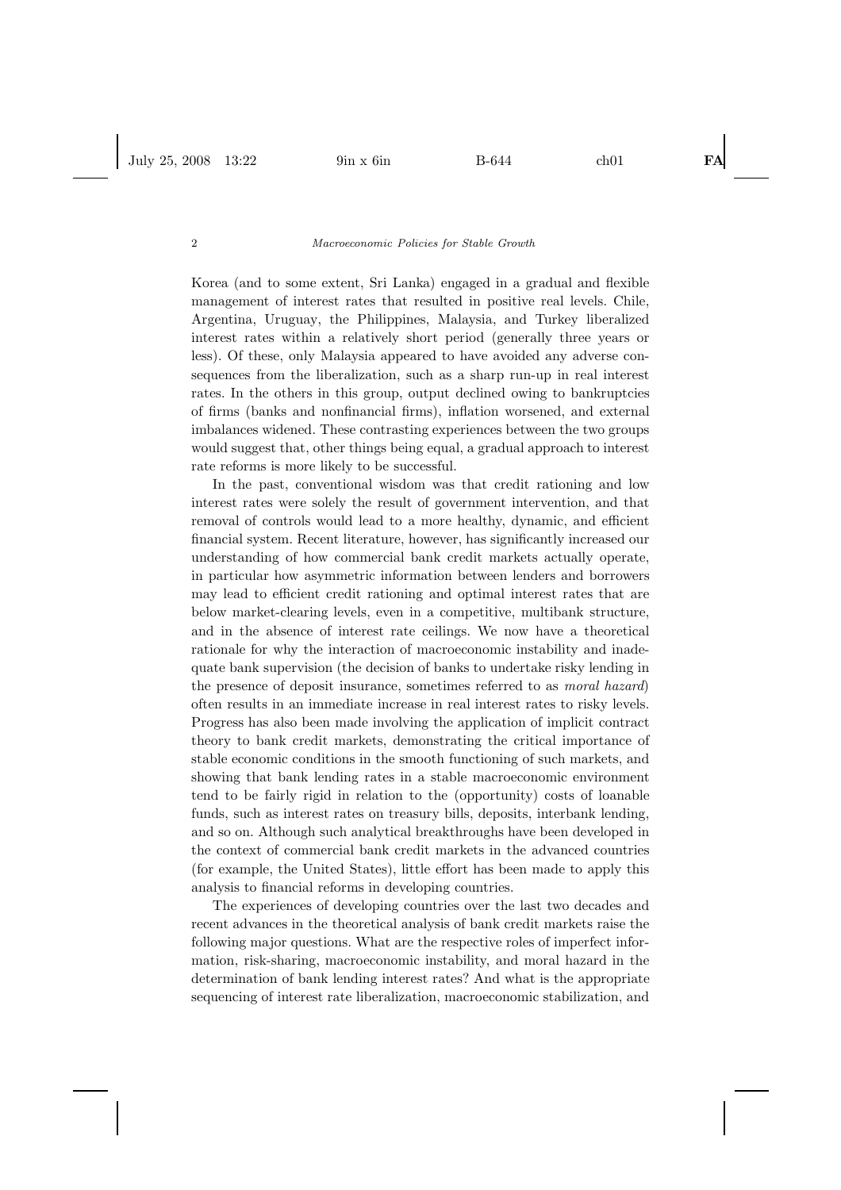Korea (and to some extent, Sri Lanka) engaged in a gradual and flexible management of interest rates that resulted in positive real levels. Chile, Argentina, Uruguay, the Philippines, Malaysia, and Turkey liberalized interest rates within a relatively short period (generally three years or less). Of these, only Malaysia appeared to have avoided any adverse consequences from the liberalization, such as a sharp run-up in real interest rates. In the others in this group, output declined owing to bankruptcies of firms (banks and nonfinancial firms), inflation worsened, and external imbalances widened. These contrasting experiences between the two groups would suggest that, other things being equal, a gradual approach to interest rate reforms is more likely to be successful.

In the past, conventional wisdom was that credit rationing and low interest rates were solely the result of government intervention, and that removal of controls would lead to a more healthy, dynamic, and efficient financial system. Recent literature, however, has significantly increased our understanding of how commercial bank credit markets actually operate, in particular how asymmetric information between lenders and borrowers may lead to efficient credit rationing and optimal interest rates that are below market-clearing levels, even in a competitive, multibank structure, and in the absence of interest rate ceilings. We now have a theoretical rationale for why the interaction of macroeconomic instability and inadequate bank supervision (the decision of banks to undertake risky lending in the presence of deposit insurance, sometimes referred to as *moral hazard*) often results in an immediate increase in real interest rates to risky levels. Progress has also been made involving the application of implicit contract theory to bank credit markets, demonstrating the critical importance of stable economic conditions in the smooth functioning of such markets, and showing that bank lending rates in a stable macroeconomic environment tend to be fairly rigid in relation to the (opportunity) costs of loanable funds, such as interest rates on treasury bills, deposits, interbank lending, and so on. Although such analytical breakthroughs have been developed in the context of commercial bank credit markets in the advanced countries (for example, the United States), little effort has been made to apply this analysis to financial reforms in developing countries.

The experiences of developing countries over the last two decades and recent advances in the theoretical analysis of bank credit markets raise the following major questions. What are the respective roles of imperfect information, risk-sharing, macroeconomic instability, and moral hazard in the determination of bank lending interest rates? And what is the appropriate sequencing of interest rate liberalization, macroeconomic stabilization, and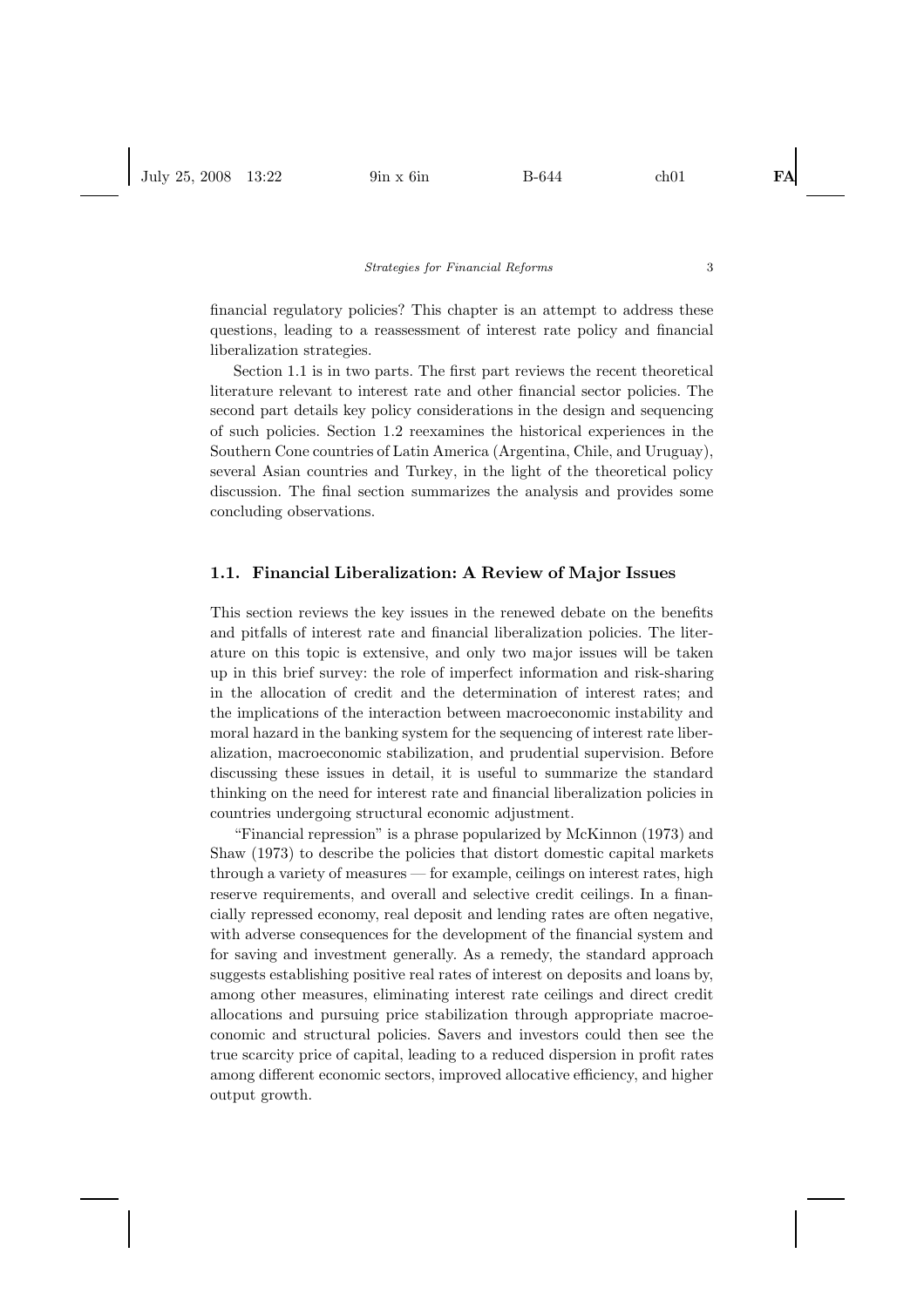financial regulatory policies? This chapter is an attempt to address these questions, leading to a reassessment of interest rate policy and financial liberalization strategies.

Section 1.1 is in two parts. The first part reviews the recent theoretical literature relevant to interest rate and other financial sector policies. The second part details key policy considerations in the design and sequencing of such policies. Section 1.2 reexamines the historical experiences in the Southern Cone countries of Latin America (Argentina, Chile, and Uruguay), several Asian countries and Turkey, in the light of the theoretical policy discussion. The final section summarizes the analysis and provides some concluding observations.

## 1.1. Financial Liberalization: A Review of Major Issues

This section reviews the key issues in the renewed debate on the benefits and pitfalls of interest rate and financial liberalization policies. The literature on this topic is extensive, and only two major issues will be taken up in this brief survey: the role of imperfect information and risk-sharing in the allocation of credit and the determination of interest rates; and the implications of the interaction between macroeconomic instability and moral hazard in the banking system for the sequencing of interest rate liberalization, macroeconomic stabilization, and prudential supervision. Before discussing these issues in detail, it is useful to summarize the standard thinking on the need for interest rate and financial liberalization policies in countries undergoing structural economic adjustment.

"Financial repression" is a phrase popularized by McKinnon (1973) and Shaw (1973) to describe the policies that distort domestic capital markets through a variety of measures — for example, ceilings on interest rates, high reserve requirements, and overall and selective credit ceilings. In a financially repressed economy, real deposit and lending rates are often negative, with adverse consequences for the development of the financial system and for saving and investment generally. As a remedy, the standard approach suggests establishing positive real rates of interest on deposits and loans by, among other measures, eliminating interest rate ceilings and direct credit allocations and pursuing price stabilization through appropriate macroeconomic and structural policies. Savers and investors could then see the true scarcity price of capital, leading to a reduced dispersion in profit rates among different economic sectors, improved allocative efficiency, and higher output growth.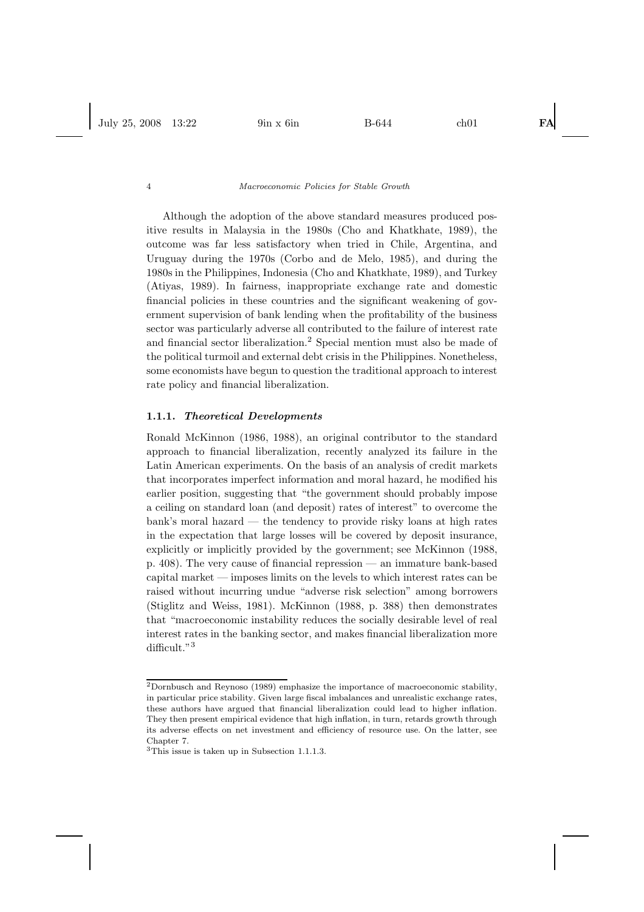Although the adoption of the above standard measures produced positive results in Malaysia in the 1980s (Cho and Khatkhate, 1989), the outcome was far less satisfactory when tried in Chile, Argentina, and Uruguay during the 1970s (Corbo and de Melo, 1985), and during the 1980s in the Philippines, Indonesia (Cho and Khatkhate, 1989), and Turkey (Atiyas, 1989). In fairness, inappropriate exchange rate and domestic financial policies in these countries and the significant weakening of government supervision of bank lending when the profitability of the business sector was particularly adverse all contributed to the failure of interest rate and financial sector liberalization.[2] Special mention must also be made of the political turmoil and external debt crisis in the Philippines. Nonetheless, some economists have begun to question the traditional approach to interest rate policy and financial liberalization.

### 1.1.1. *Theoretical Developments*

Ronald McKinnon (1986, 1988), an original contributor to the standard approach to financial liberalization, recently analyzed its failure in the Latin American experiments. On the basis of an analysis of credit markets that incorporates imperfect information and moral hazard, he modified his earlier position, suggesting that "the government should probably impose a ceiling on standard loan (and deposit) rates of interest" to overcome the bank's moral hazard — the tendency to provide risky loans at high rates in the expectation that large losses will be covered by deposit insurance, explicitly or implicitly provided by the government; see McKinnon (1988, p. 408). The very cause of financial repression — an immature bank-based capital market — imposes limits on the levels to which interest rates can be raised without incurring undue "adverse risk selection" among borrowers (Stiglitz and Weiss, 1981). McKinnon (1988, p. 388) then demonstrates that "macroeconomic instability reduces the socially desirable level of real interest rates in the banking sector, and makes financial liberalization more difficult."[3]

---

[2] Dornbusch and Reynoso (1989) emphasize the importance of macroeconomic stability, in particular price stability. Given large fiscal imbalances and unrealistic exchange rates, these authors have argued that financial liberalization could lead to higher inflation. They then present empirical evidence that high inflation, in turn, retards growth through its adverse effects on net investment and efficiency of resource use. On the latter, see Chapter 7.

[3] This issue is taken up in Subsection 1.1.1.3.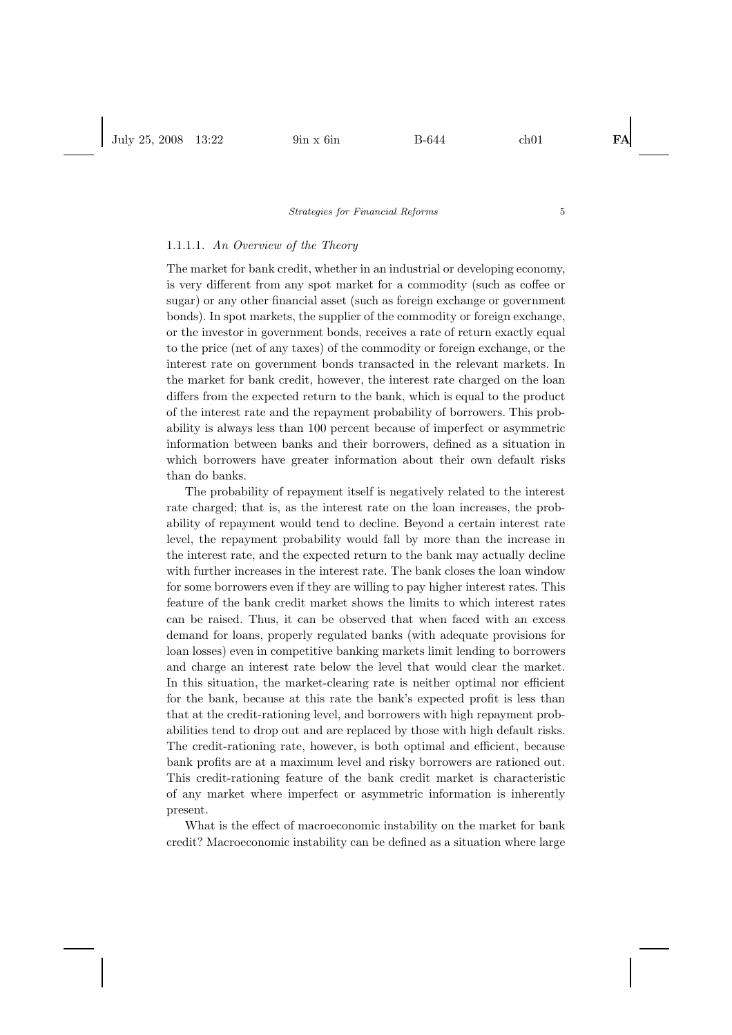#### 1.1.1.1. *An Overview of the Theory*

The market for bank credit, whether in an industrial or developing economy, is very different from any spot market for a commodity (such as coffee or sugar) or any other financial asset (such as foreign exchange or government bonds). In spot markets, the supplier of the commodity or foreign exchange, or the investor in government bonds, receives a rate of return exactly equal to the price (net of any taxes) of the commodity or foreign exchange, or the interest rate on government bonds transacted in the relevant markets. In the market for bank credit, however, the interest rate charged on the loan differs from the expected return to the bank, which is equal to the product of the interest rate and the repayment probability of borrowers. This probability is always less than 100 percent because of imperfect or asymmetric information between banks and their borrowers, defined as a situation in which borrowers have greater information about their own default risks than do banks.

The probability of repayment itself is negatively related to the interest rate charged; that is, as the interest rate on the loan increases, the probability of repayment would tend to decline. Beyond a certain interest rate level, the repayment probability would fall by more than the increase in the interest rate, and the expected return to the bank may actually decline with further increases in the interest rate. The bank closes the loan window for some borrowers even if they are willing to pay higher interest rates. This feature of the bank credit market shows the limits to which interest rates can be raised. Thus, it can be observed that when faced with an excess demand for loans, properly regulated banks (with adequate provisions for loan losses) even in competitive banking markets limit lending to borrowers and charge an interest rate below the level that would clear the market. In this situation, the market-clearing rate is neither optimal nor efficient for the bank, because at this rate the bank's expected profit is less than that at the credit-rationing level, and borrowers with high repayment probabilities tend to drop out and are replaced by those with high default risks. The credit-rationing rate, however, is both optimal and efficient, because bank profits are at a maximum level and risky borrowers are rationed out. This credit-rationing feature of the bank credit market is characteristic of any market where imperfect or asymmetric information is inherently present.

What is the effect of macroeconomic instability on the market for bank credit? Macroeconomic instability can be defined as a situation where large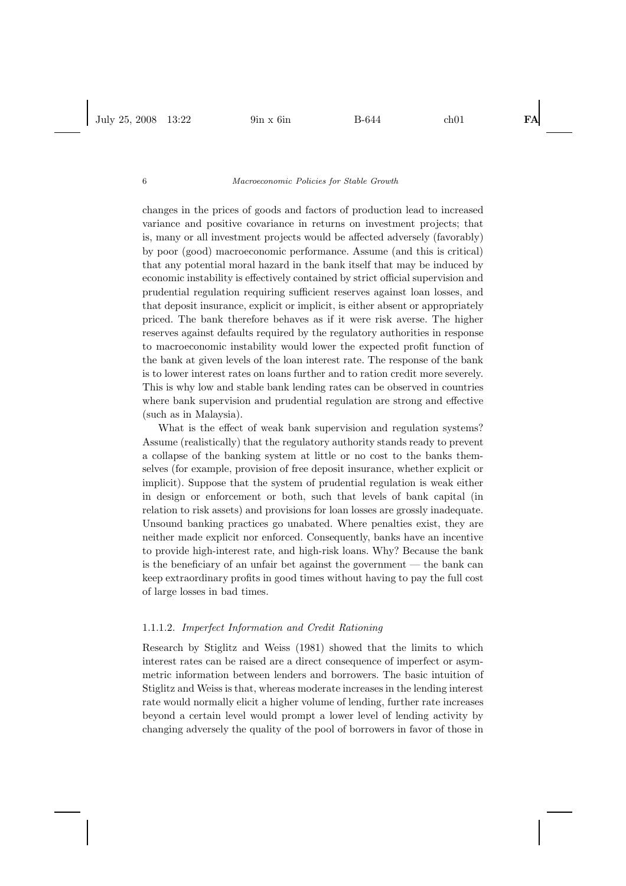changes in the prices of goods and factors of production lead to increased variance and positive covariance in returns on investment projects; that is, many or all investment projects would be affected adversely (favorably) by poor (good) macroeconomic performance. Assume (and this is critical) that any potential moral hazard in the bank itself that may be induced by economic instability is effectively contained by strict official supervision and prudential regulation requiring sufficient reserves against loan losses, and that deposit insurance, explicit or implicit, is either absent or appropriately priced. The bank therefore behaves as if it were risk averse. The higher reserves against defaults required by the regulatory authorities in response to macroeconomic instability would lower the expected profit function of the bank at given levels of the loan interest rate. The response of the bank is to lower interest rates on loans further and to ration credit more severely. This is why low and stable bank lending rates can be observed in countries where bank supervision and prudential regulation are strong and effective (such as in Malaysia).

What is the effect of weak bank supervision and regulation systems? Assume (realistically) that the regulatory authority stands ready to prevent a collapse of the banking system at little or no cost to the banks themselves (for example, provision of free deposit insurance, whether explicit or implicit). Suppose that the system of prudential regulation is weak either in design or enforcement or both, such that levels of bank capital (in relation to risk assets) and provisions for loan losses are grossly inadequate. Unsound banking practices go unabated. Where penalties exist, they are neither made explicit nor enforced. Consequently, banks have an incentive to provide high-interest rate, and high-risk loans. Why? Because the bank is the beneficiary of an unfair bet against the government — the bank can keep extraordinary profits in good times without having to pay the full cost of large losses in bad times.

#### 1.1.1.2. *Imperfect Information and Credit Rationing*

Research by Stiglitz and Weiss (1981) showed that the limits to which interest rates can be raised are a direct consequence of imperfect or asymmetric information between lenders and borrowers. The basic intuition of Stiglitz and Weiss is that, whereas moderate increases in the lending interest rate would normally elicit a higher volume of lending, further rate increases beyond a certain level would prompt a lower level of lending activity by changing adversely the quality of the pool of borrowers in favor of those in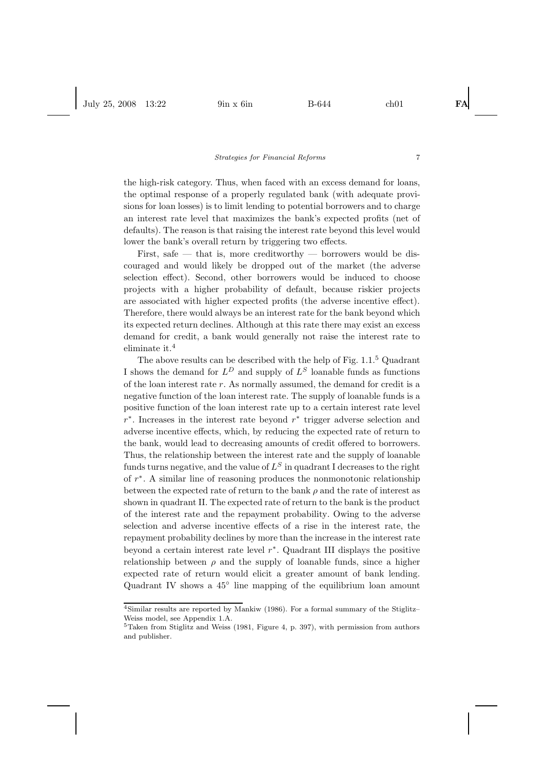the high-risk category. Thus, when faced with an excess demand for loans, the optimal response of a properly regulated bank (with adequate provisions for loan losses) is to limit lending to potential borrowers and to charge an interest rate level that maximizes the bank's expected profits (net of defaults). The reason is that raising the interest rate beyond this level would lower the bank's overall return by triggering two effects.

First, safe — that is, more creditworthy — borrowers would be discouraged and would likely be dropped out of the market (the adverse selection effect). Second, other borrowers would be induced to choose projects with a higher probability of default, because riskier projects are associated with higher expected profits (the adverse incentive effect). Therefore, there would always be an interest rate for the bank beyond which its expected return declines. Although at this rate there may exist an excess demand for credit, a bank would generally not raise the interest rate to eliminate it.[4]

The above results can be described with the help of Fig. 1.1.[5] Quadrant I shows the demand for $L^D$ and supply of $L^S$ loanable funds as functions of the loan interest rate $r$. As normally assumed, the demand for credit is a negative function of the loan interest rate. The supply of loanable funds is a positive function of the loan interest rate up to a certain interest rate level $r^*$. Increases in the interest rate beyond $r^*$ trigger adverse selection and adverse incentive effects, which, by reducing the expected rate of return to the bank, would lead to decreasing amounts of credit offered to borrowers. Thus, the relationship between the interest rate and the supply of loanable funds turns negative, and the value of $L^S$ in quadrant I decreases to the right of $r^*$. A similar line of reasoning produces the nonmonotonic relationship between the expected rate of return to the bank $\rho$ and the rate of interest as shown in quadrant II. The expected rate of return to the bank is the product of the interest rate and the repayment probability. Owing to the adverse selection and adverse incentive effects of a rise in the interest rate, the repayment probability declines by more than the increase in the interest rate beyond a certain interest rate level $r^*$. Quadrant III displays the positive relationship between $\rho$ and the supply of loanable funds, since a higher expected rate of return would elicit a greater amount of bank lending. Quadrant IV shows a 45° line mapping of the equilibrium loan amount

[4] Similar results are reported by Mankiw (1986). For a formal summary of the Stiglitz–Weiss model, see Appendix 1.A.

[5] Taken from Stiglitz and Weiss (1981, Figure 4, p. 397), with permission from authors and publisher.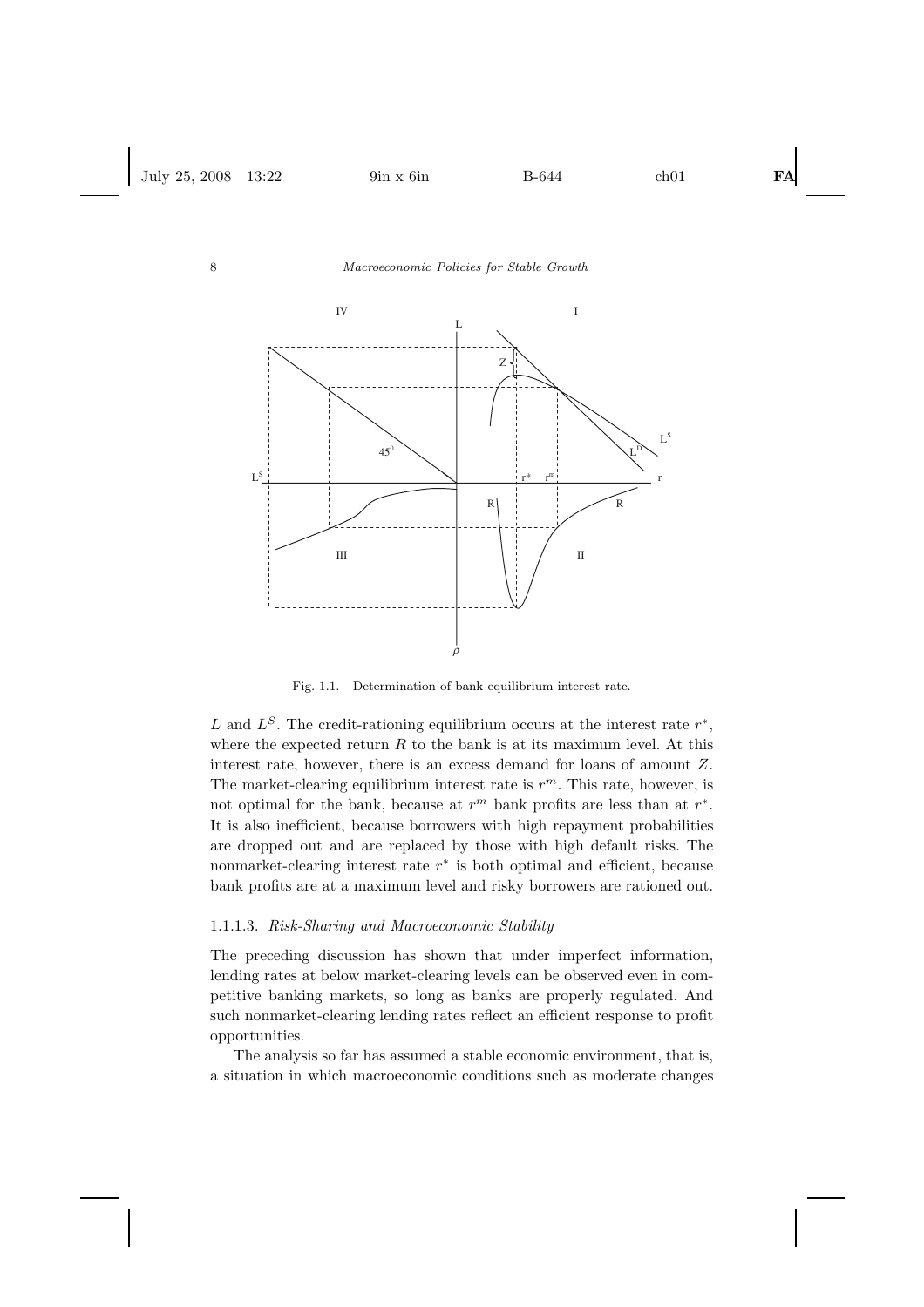Fig. 1.1. Determination of bank equilibrium interest rate.

$L$ and $L^S$. The credit-rationing equilibrium occurs at the interest rate $r^*$, where the expected return $R$ to the bank is at its maximum level. At this interest rate, however, there is an excess demand for loans of amount $Z$. The market-clearing equilibrium interest rate is $r^m$. This rate, however, is not optimal for the bank, because at $r^m$ bank profits are less than at $r^*$. It is also inefficient, because borrowers with high repayment probabilities are dropped out and are replaced by those with high default risks. The nonmarket-clearing interest rate $r^*$ is both optimal and efficient, because bank profits are at a maximum level and risky borrowers are rationed out.

### 1.1.1.3. *Risk-Sharing and Macroeconomic Stability*

The preceding discussion has shown that under imperfect information, lending rates at below market-clearing levels can be observed even in competitive banking markets, so long as banks are properly regulated. And such nonmarket-clearing lending rates reflect an efficient response to profit opportunities.

The analysis so far has assumed a stable economic environment, that is, a situation in which macroeconomic conditions such as moderate changes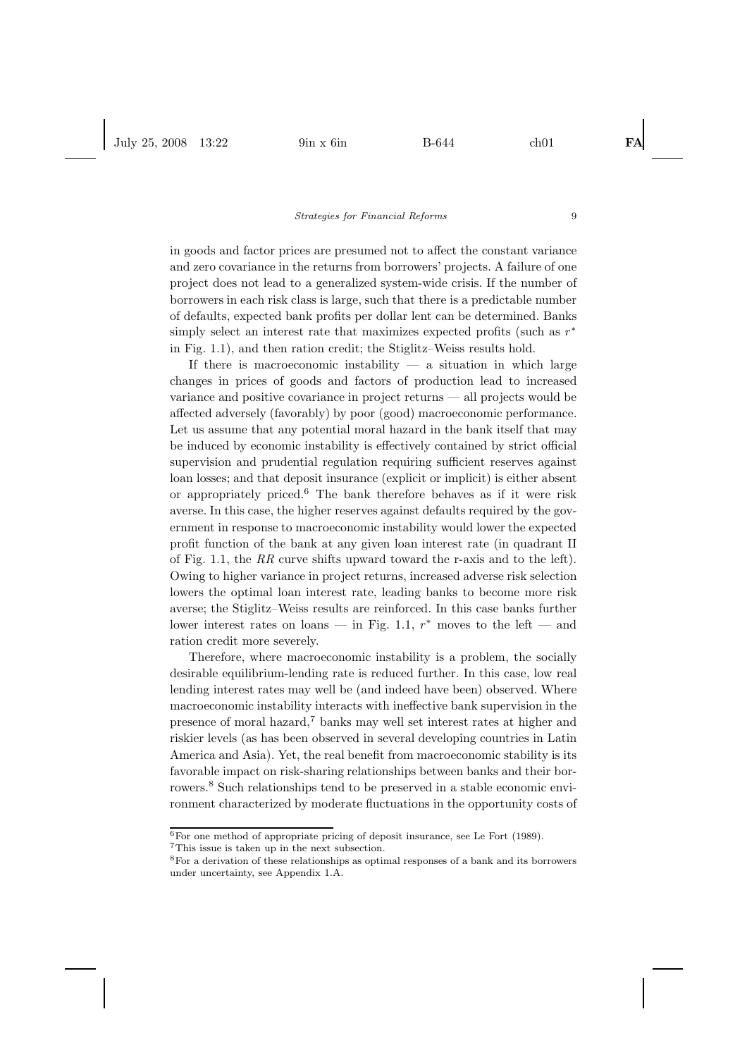in goods and factor prices are presumed not to affect the constant variance and zero covariance in the returns from borrowers' projects. A failure of one project does not lead to a generalized system-wide crisis. If the number of borrowers in each risk class is large, such that there is a predictable number of defaults, expected bank profits per dollar lent can be determined. Banks simply select an interest rate that maximizes expected profits (such as $r^*$ in Fig. 1.1), and then ration credit; the Stiglitz–Weiss results hold.

If there is macroeconomic instability — a situation in which large changes in prices of goods and factors of production lead to increased variance and positive covariance in project returns — all projects would be affected adversely (favorably) by poor (good) macroeconomic performance. Let us assume that any potential moral hazard in the bank itself that may be induced by economic instability is effectively contained by strict official supervision and prudential regulation requiring sufficient reserves against loan losses; and that deposit insurance (explicit or implicit) is either absent or appropriately priced.[6] The bank therefore behaves as if it were risk averse. In this case, the higher reserves against defaults required by the government in response to macroeconomic instability would lower the expected profit function of the bank at any given loan interest rate (in quadrant II of Fig. 1.1, the *RR* curve shifts upward toward the r-axis and to the left). Owing to higher variance in project returns, increased adverse risk selection lowers the optimal loan interest rate, leading banks to become more risk averse; the Stiglitz–Weiss results are reinforced. In this case banks further lower interest rates on loans — in Fig. 1.1, $r^*$ moves to the left — and ration credit more severely.

Therefore, where macroeconomic instability is a problem, the socially desirable equilibrium-lending rate is reduced further. In this case, low real lending interest rates may well be (and indeed have been) observed. Where macroeconomic instability interacts with ineffective bank supervision in the presence of moral hazard,[7] banks may well set interest rates at higher and riskier levels (as has been observed in several developing countries in Latin America and Asia). Yet, the real benefit from macroeconomic stability is its favorable impact on risk-sharing relationships between banks and their borrowers.[8] Such relationships tend to be preserved in a stable economic environment characterized by moderate fluctuations in the opportunity costs of

[6] For one method of appropriate pricing of deposit insurance, see Le Fort (1989).

[7] This issue is taken up in the next subsection.

[8] For a derivation of these relationships as optimal responses of a bank and its borrowers under uncertainty, see Appendix 1.A.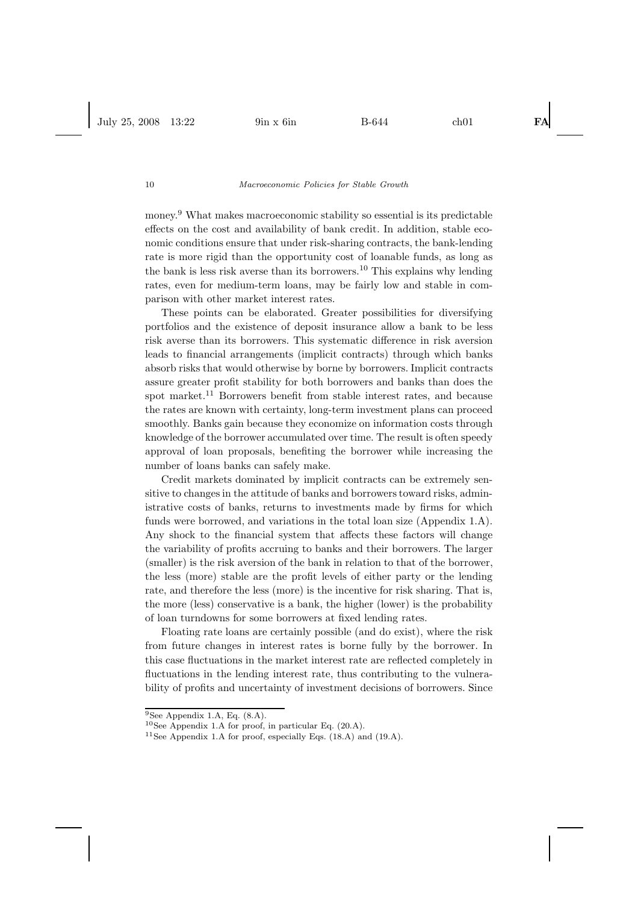money.[9] What makes macroeconomic stability so essential is its predictable effects on the cost and availability of bank credit. In addition, stable economic conditions ensure that under risk-sharing contracts, the bank-lending rate is more rigid than the opportunity cost of loanable funds, as long as the bank is less risk averse than its borrowers.[10] This explains why lending rates, even for medium-term loans, may be fairly low and stable in comparison with other market interest rates.

These points can be elaborated. Greater possibilities for diversifying portfolios and the existence of deposit insurance allow a bank to be less risk averse than its borrowers. This systematic difference in risk aversion leads to financial arrangements (implicit contracts) through which banks absorb risks that would otherwise by borne by borrowers. Implicit contracts assure greater profit stability for both borrowers and banks than does the spot market.[11] Borrowers benefit from stable interest rates, and because the rates are known with certainty, long-term investment plans can proceed smoothly. Banks gain because they economize on information costs through knowledge of the borrower accumulated over time. The result is often speedy approval of loan proposals, benefiting the borrower while increasing the number of loans banks can safely make.

Credit markets dominated by implicit contracts can be extremely sensitive to changes in the attitude of banks and borrowers toward risks, administrative costs of banks, returns to investments made by firms for which funds were borrowed, and variations in the total loan size (Appendix 1.A). Any shock to the financial system that affects these factors will change the variability of profits accruing to banks and their borrowers. The larger (smaller) is the risk aversion of the bank in relation to that of the borrower, the less (more) stable are the profit levels of either party or the lending rate, and therefore the less (more) is the incentive for risk sharing. That is, the more (less) conservative is a bank, the higher (lower) is the probability of loan turndowns for some borrowers at fixed lending rates.

Floating rate loans are certainly possible (and do exist), where the risk from future changes in interest rates is borne fully by the borrower. In this case fluctuations in the market interest rate are reflected completely in fluctuations in the lending interest rate, thus contributing to the vulnerability of profits and uncertainty of investment decisions of borrowers. Since

---

[9] See Appendix 1.A, Eq. (8.A).

[10] See Appendix 1.A for proof, in particular Eq. (20.A).

[11] See Appendix 1.A for proof, especially Eqs. (18.A) and (19.A).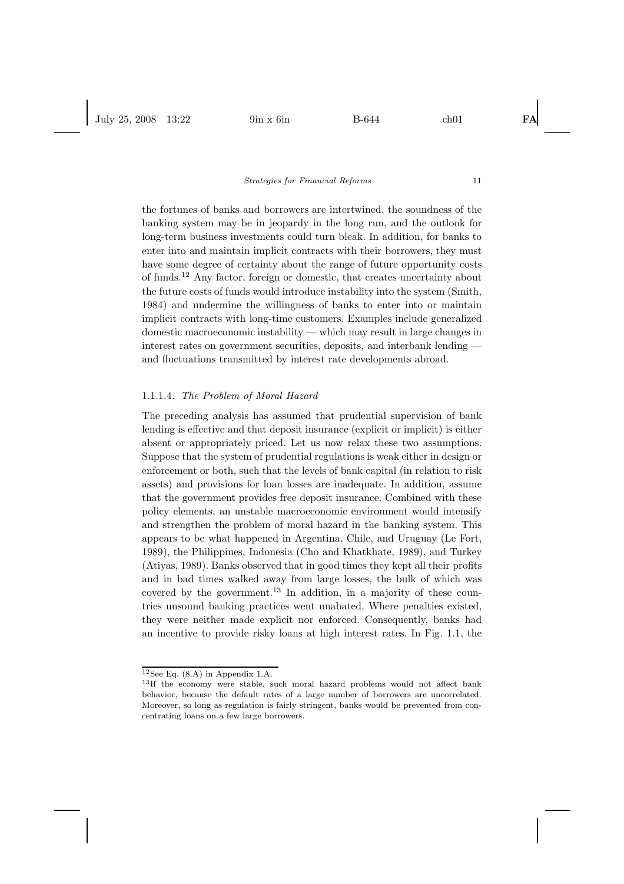the fortunes of banks and borrowers are intertwined, the soundness of the banking system may be in jeopardy in the long run, and the outlook for long-term business investments could turn bleak. In addition, for banks to enter into and maintain implicit contracts with their borrowers, they must have some degree of certainty about the range of future opportunity costs of funds.[12] Any factor, foreign or domestic, that creates uncertainty about the future costs of funds would introduce instability into the system (Smith, 1984) and undermine the willingness of banks to enter into or maintain implicit contracts with long-time customers. Examples include generalized domestic macroeconomic instability — which may result in large changes in interest rates on government securities, deposits, and interbank lending — and fluctuations transmitted by interest rate developments abroad.

#### 1.1.1.4. *The Problem of Moral Hazard*

The preceding analysis has assumed that prudential supervision of bank lending is effective and that deposit insurance (explicit or implicit) is either absent or appropriately priced. Let us now relax these two assumptions. Suppose that the system of prudential regulations is weak either in design or enforcement or both, such that the levels of bank capital (in relation to risk assets) and provisions for loan losses are inadequate. In addition, assume that the government provides free deposit insurance. Combined with these policy elements, an unstable macroeconomic environment would intensify and strengthen the problem of moral hazard in the banking system. This appears to be what happened in Argentina, Chile, and Uruguay (Le Fort, 1989), the Philippines, Indonesia (Cho and Khatkhate, 1989), and Turkey (Atiyas, 1989). Banks observed that in good times they kept all their profits and in bad times walked away from large losses, the bulk of which was covered by the government.[13] In addition, in a majority of these countries unsound banking practices went unabated. Where penalties existed, they were neither made explicit nor enforced. Consequently, banks had an incentive to provide risky loans at high interest rates. In Fig. 1.1, the

---

[12] See Eq. (8.A) in Appendix 1.A.

[13] If the economy were stable, such moral hazard problems would not affect bank behavior, because the default rates of a large number of borrowers are uncorrelated. Moreover, so long as regulation is fairly stringent, banks would be prevented from concentrating loans on a few large borrowers.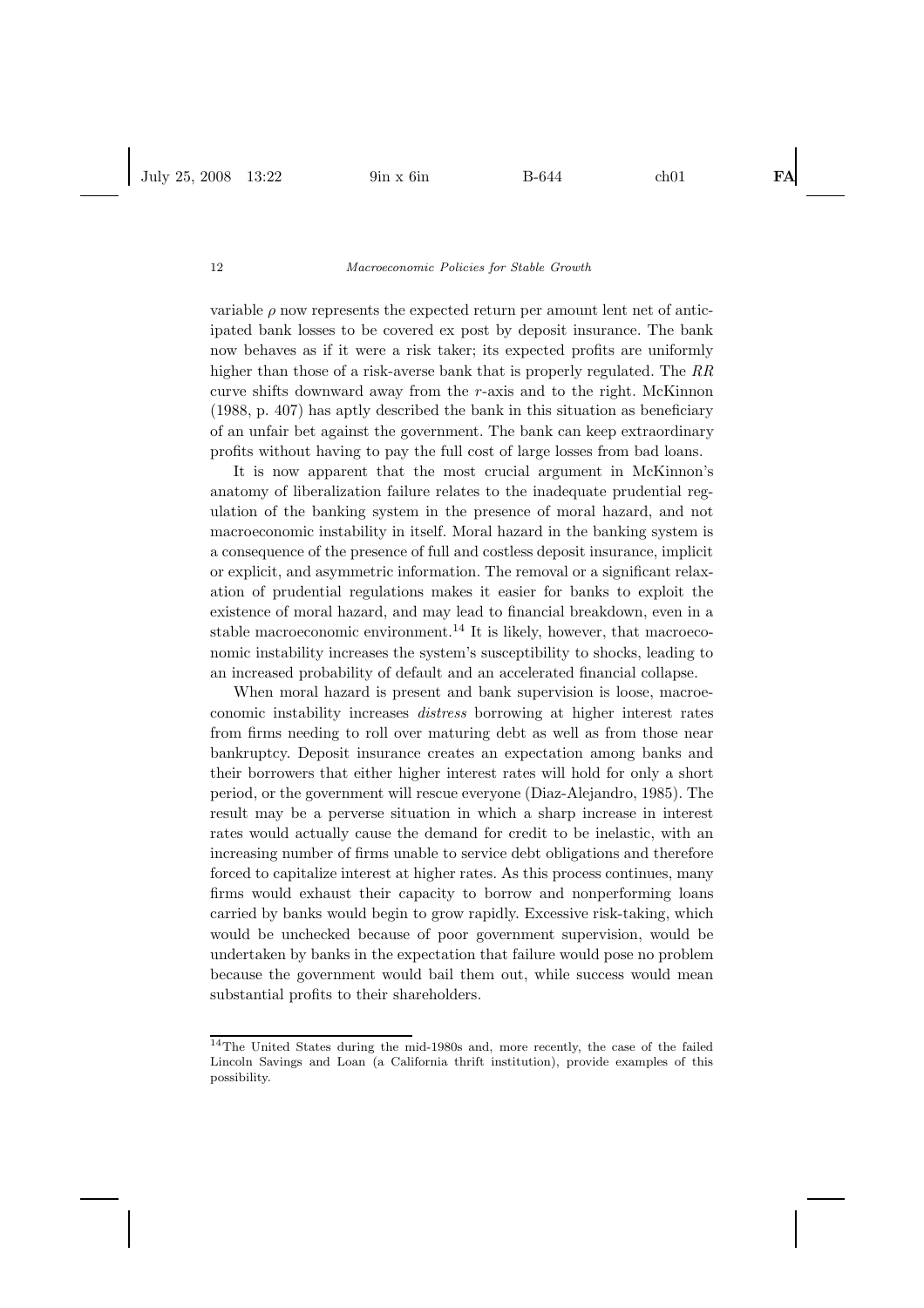variable $\rho$ now represents the expected return per amount lent net of anticipated bank losses to be covered ex post by deposit insurance. The bank now behaves as if it were a risk taker; its expected profits are uniformly higher than those of a risk-averse bank that is properly regulated. The $RR$ curve shifts downward away from the $r$-axis and to the right. McKinnon (1988, p. 407) has aptly described the bank in this situation as beneficiary of an unfair bet against the government. The bank can keep extraordinary profits without having to pay the full cost of large losses from bad loans.

It is now apparent that the most crucial argument in McKinnon's anatomy of liberalization failure relates to the inadequate prudential regulation of the banking system in the presence of moral hazard, and not macroeconomic instability in itself. Moral hazard in the banking system is a consequence of the presence of full and costless deposit insurance, implicit or explicit, and asymmetric information. The removal or a significant relaxation of prudential regulations makes it easier for banks to exploit the existence of moral hazard, and may lead to financial breakdown, even in a stable macroeconomic environment.[14] It is likely, however, that macroeconomic instability increases the system's susceptibility to shocks, leading to an increased probability of default and an accelerated financial collapse.

When moral hazard is present and bank supervision is loose, macroeconomic instability increases *distress* borrowing at higher interest rates from firms needing to roll over maturing debt as well as from those near bankruptcy. Deposit insurance creates an expectation among banks and their borrowers that either higher interest rates will hold for only a short period, or the government will rescue everyone (Diaz-Alejandro, 1985). The result may be a perverse situation in which a sharp increase in interest rates would actually cause the demand for credit to be inelastic, with an increasing number of firms unable to service debt obligations and therefore forced to capitalize interest at higher rates. As this process continues, many firms would exhaust their capacity to borrow and nonperforming loans carried by banks would begin to grow rapidly. Excessive risk-taking, which would be unchecked because of poor government supervision, would be undertaken by banks in the expectation that failure would pose no problem because the government would bail them out, while success would mean substantial profits to their shareholders.

[14] The United States during the mid-1980s and, more recently, the case of the failed Lincoln Savings and Loan (a California thrift institution), provide examples of this possibility.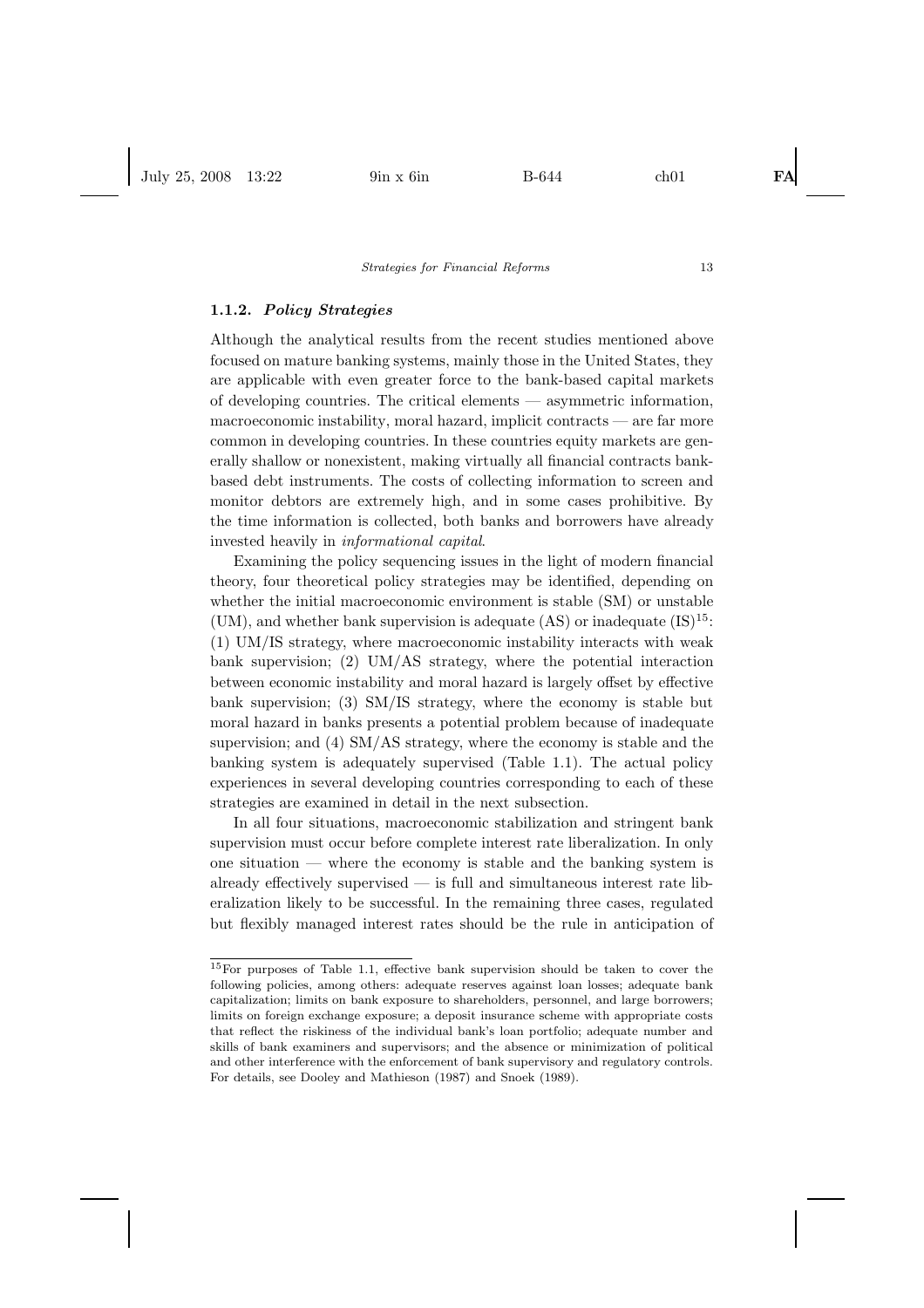### 1.1.2. *Policy Strategies*

Although the analytical results from the recent studies mentioned above focused on mature banking systems, mainly those in the United States, they are applicable with even greater force to the bank-based capital markets of developing countries. The critical elements — asymmetric information, macroeconomic instability, moral hazard, implicit contracts — are far more common in developing countries. In these countries equity markets are generally shallow or nonexistent, making virtually all financial contracts bank-based debt instruments. The costs of collecting information to screen and monitor debtors are extremely high, and in some cases prohibitive. By the time information is collected, both banks and borrowers have already invested heavily in *informational capital*.

Examining the policy sequencing issues in the light of modern financial theory, four theoretical policy strategies may be identified, depending on whether the initial macroeconomic environment is stable (SM) or unstable (UM), and whether bank supervision is adequate (AS) or inadequate (IS)[15]: (1) UM/IS strategy, where macroeconomic instability interacts with weak bank supervision; (2) UM/AS strategy, where the potential interaction between economic instability and moral hazard is largely offset by effective bank supervision; (3) SM/IS strategy, where the economy is stable but moral hazard in banks presents a potential problem because of inadequate supervision; and (4) SM/AS strategy, where the economy is stable and the banking system is adequately supervised (Table 1.1). The actual policy experiences in several developing countries corresponding to each of these strategies are examined in detail in the next subsection.

In all four situations, macroeconomic stabilization and stringent bank supervision must occur before complete interest rate liberalization. In only one situation — where the economy is stable and the banking system is already effectively supervised — is full and simultaneous interest rate liberalization likely to be successful. In the remaining three cases, regulated but flexibly managed interest rates should be the rule in anticipation of

[15]For purposes of Table 1.1, effective bank supervision should be taken to cover the following policies, among others: adequate reserves against loan losses; adequate bank capitalization; limits on bank exposure to shareholders, personnel, and large borrowers; limits on foreign exchange exposure; a deposit insurance scheme with appropriate costs that reflect the riskiness of the individual bank's loan portfolio; adequate number and skills of bank examiners and supervisors; and the absence or minimization of political and other interference with the enforcement of bank supervisory and regulatory controls. For details, see Dooley and Mathieson (1987) and Snoek (1989).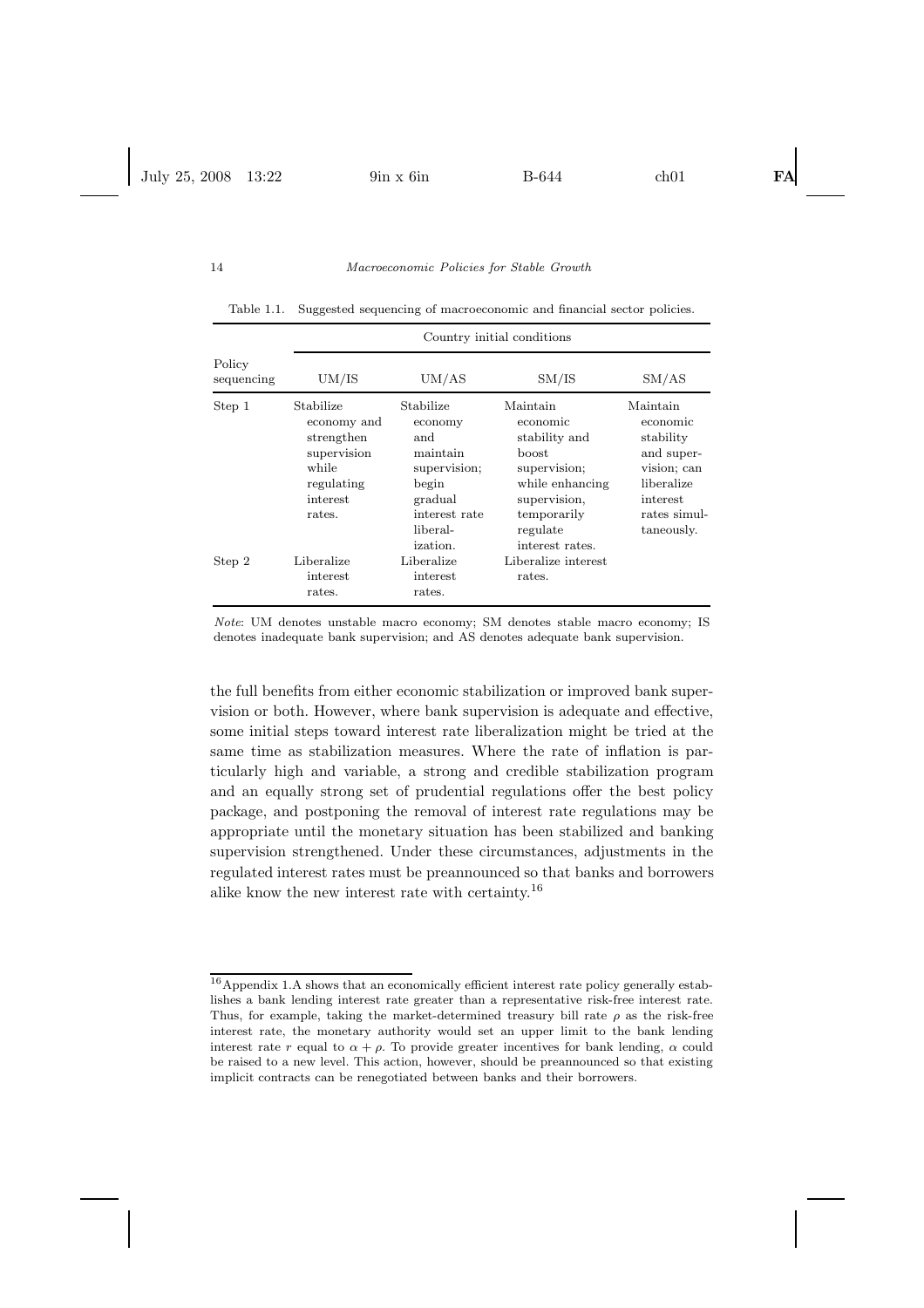Table 1.1. Suggested sequencing of macroeconomic and financial sector policies.

| Policy sequencing | Country initial conditions | | | |
|---|---|---|---|---|
| | UM/IS | UM/AS | SM/IS | SM/AS |
| Step 1 | Stabilize economy and strengthen supervision while regulating interest rates. | Stabilize economy and maintain supervision; begin gradual interest rate liberalization. | Maintain economic stability and boost supervision; while enhancing supervision, temporarily regulate interest rates. | Maintain economic stability and supervision; can liberalize interest rates simultaneously. |
| Step 2 | Liberalize interest rates. | Liberalize interest rates. | Liberalize interest rates. | |

*Note*: UM denotes unstable macro economy; SM denotes stable macro economy; IS denotes inadequate bank supervision; and AS denotes adequate bank supervision.

the full benefits from either economic stabilization or improved bank supervision or both. However, where bank supervision is adequate and effective, some initial steps toward interest rate liberalization might be tried at the same time as stabilization measures. Where the rate of inflation is particularly high and variable, a strong and credible stabilization program and an equally strong set of prudential regulations offer the best policy package, and postponing the removal of interest rate regulations may be appropriate until the monetary situation has been stabilized and banking supervision strengthened. Under these circumstances, adjustments in the regulated interest rates must be preannounced so that banks and borrowers alike know the new interest rate with certainty.[16]

[16] Appendix 1.A shows that an economically efficient interest rate policy generally establishes a bank lending interest rate greater than a representative risk-free interest rate. Thus, for example, taking the market-determined treasury bill rate $\rho$ as the risk-free interest rate, the monetary authority would set an upper limit to the bank lending interest rate $r$ equal to $\alpha + \rho$. To provide greater incentives for bank lending, $\alpha$ could be raised to a new level. This action, however, should be preannounced so that existing implicit contracts can be renegotiated between banks and their borrowers.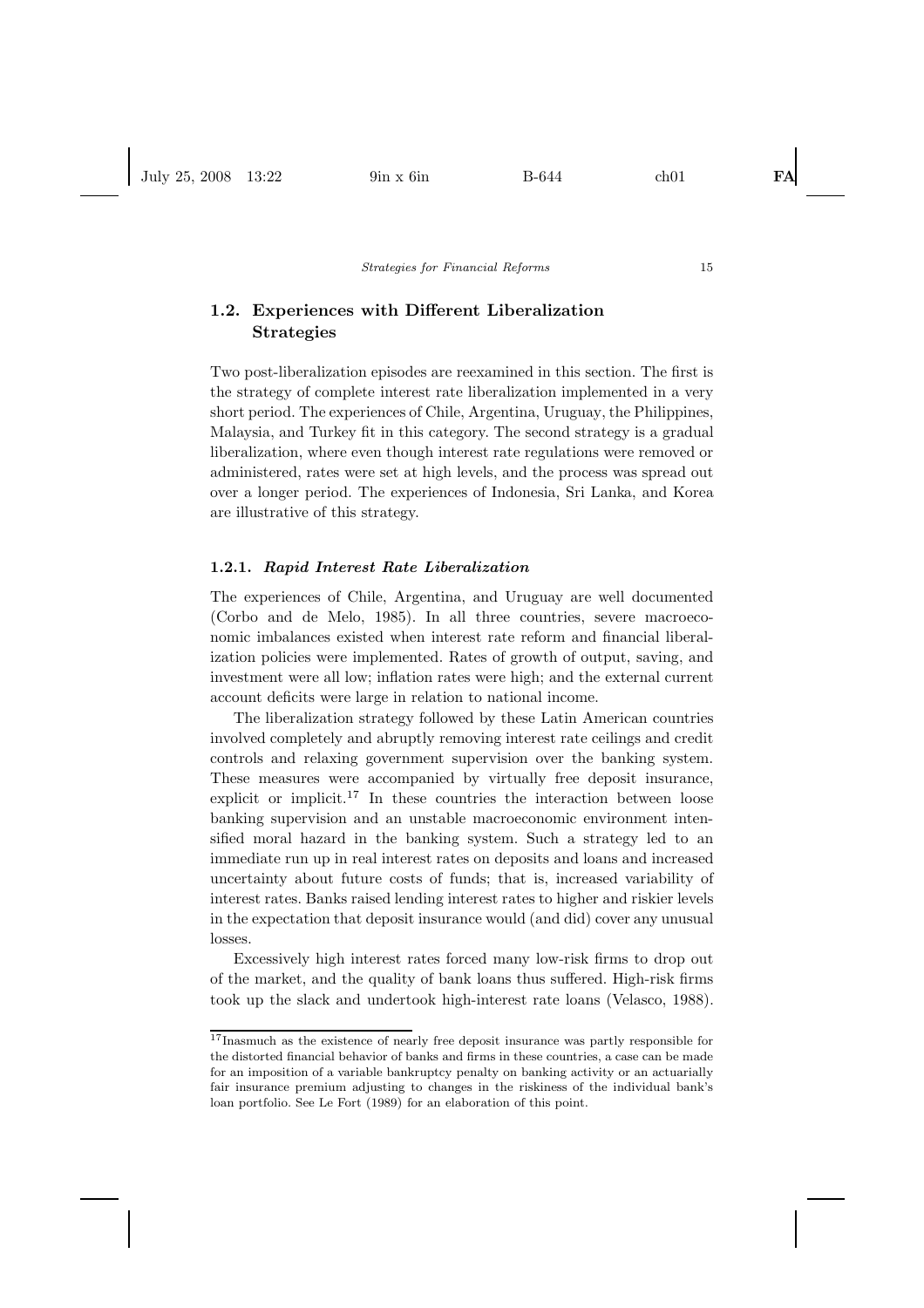## 1.2. Experiences with Different Liberalization Strategies

Two post-liberalization episodes are reexamined in this section. The first is the strategy of complete interest rate liberalization implemented in a very short period. The experiences of Chile, Argentina, Uruguay, the Philippines, Malaysia, and Turkey fit in this category. The second strategy is a gradual liberalization, where even though interest rate regulations were removed or administered, rates were set at high levels, and the process was spread out over a longer period. The experiences of Indonesia, Sri Lanka, and Korea are illustrative of this strategy.

### 1.2.1. *Rapid Interest Rate Liberalization*

The experiences of Chile, Argentina, and Uruguay are well documented (Corbo and de Melo, 1985). In all three countries, severe macroeconomic imbalances existed when interest rate reform and financial liberalization policies were implemented. Rates of growth of output, saving, and investment were all low; inflation rates were high; and the external current account deficits were large in relation to national income.

The liberalization strategy followed by these Latin American countries involved completely and abruptly removing interest rate ceilings and credit controls and relaxing government supervision over the banking system. These measures were accompanied by virtually free deposit insurance, explicit or implicit.[17] In these countries the interaction between loose banking supervision and an unstable macroeconomic environment intensified moral hazard in the banking system. Such a strategy led to an immediate run up in real interest rates on deposits and loans and increased uncertainty about future costs of funds; that is, increased variability of interest rates. Banks raised lending interest rates to higher and riskier levels in the expectation that deposit insurance would (and did) cover any unusual losses.

Excessively high interest rates forced many low-risk firms to drop out of the market, and the quality of bank loans thus suffered. High-risk firms took up the slack and undertook high-interest rate loans (Velasco, 1988).

[17] Inasmuch as the existence of nearly free deposit insurance was partly responsible for the distorted financial behavior of banks and firms in these countries, a case can be made for an imposition of a variable bankruptcy penalty on banking activity or an actuarially fair insurance premium adjusting to changes in the riskiness of the individual bank's loan portfolio. See Le Fort (1989) for an elaboration of this point.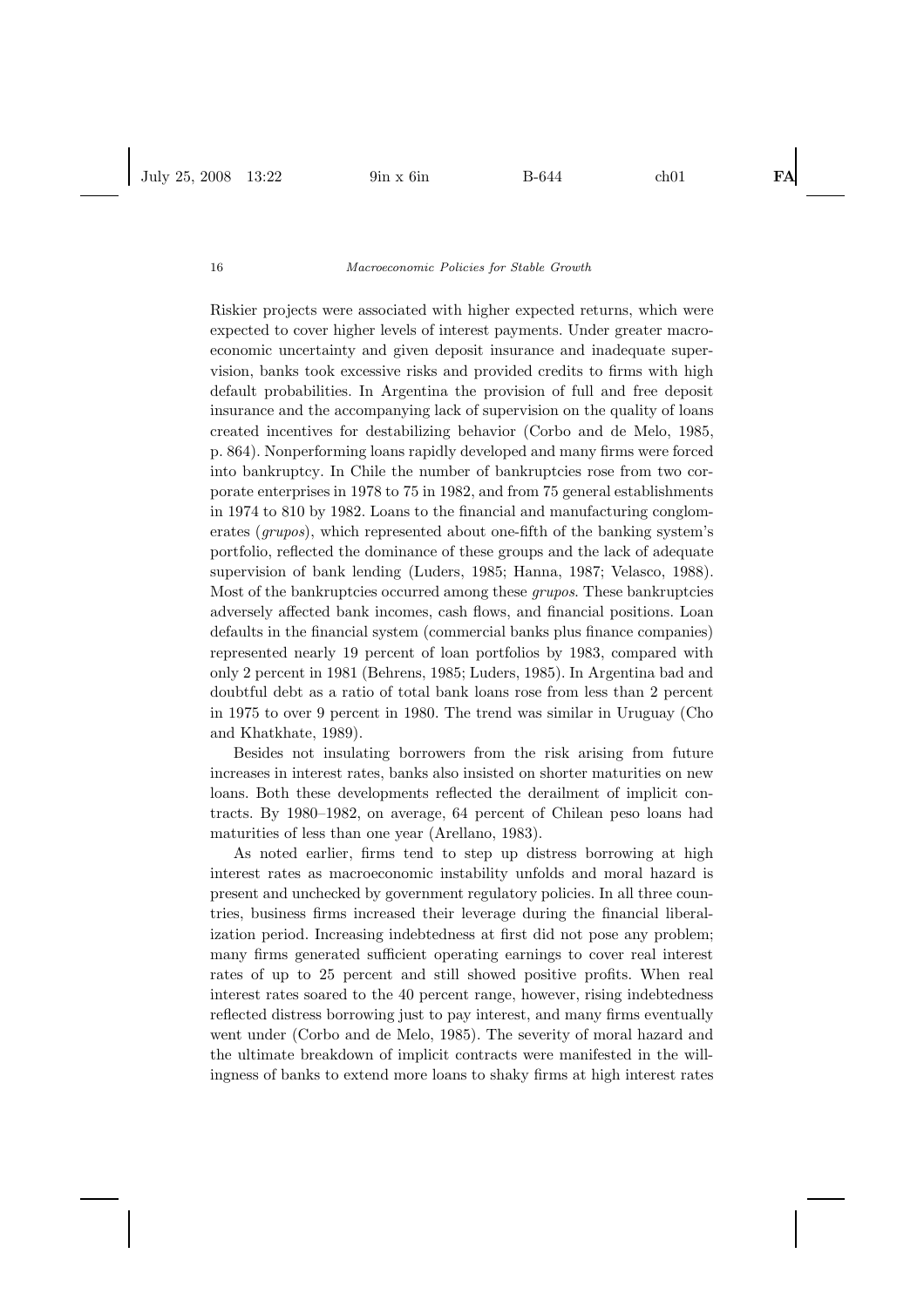Riskier projects were associated with higher expected returns, which were expected to cover higher levels of interest payments. Under greater macroeconomic uncertainty and given deposit insurance and inadequate supervision, banks took excessive risks and provided credits to firms with high default probabilities. In Argentina the provision of full and free deposit insurance and the accompanying lack of supervision on the quality of loans created incentives for destabilizing behavior (Corbo and de Melo, 1985, p. 864). Nonperforming loans rapidly developed and many firms were forced into bankruptcy. In Chile the number of bankruptcies rose from two corporate enterprises in 1978 to 75 in 1982, and from 75 general establishments in 1974 to 810 by 1982. Loans to the financial and manufacturing conglomerates (*grupos*), which represented about one-fifth of the banking system's portfolio, reflected the dominance of these groups and the lack of adequate supervision of bank lending (Luders, 1985; Hanna, 1987; Velasco, 1988). Most of the bankruptcies occurred among these *grupos*. These bankruptcies adversely affected bank incomes, cash flows, and financial positions. Loan defaults in the financial system (commercial banks plus finance companies) represented nearly 19 percent of loan portfolios by 1983, compared with only 2 percent in 1981 (Behrens, 1985; Luders, 1985). In Argentina bad and doubtful debt as a ratio of total bank loans rose from less than 2 percent in 1975 to over 9 percent in 1980. The trend was similar in Uruguay (Cho and Khatkhate, 1989).

Besides not insulating borrowers from the risk arising from future increases in interest rates, banks also insisted on shorter maturities on new loans. Both these developments reflected the derailment of implicit contracts. By 1980–1982, on average, 64 percent of Chilean peso loans had maturities of less than one year (Arellano, 1983).

As noted earlier, firms tend to step up distress borrowing at high interest rates as macroeconomic instability unfolds and moral hazard is present and unchecked by government regulatory policies. In all three countries, business firms increased their leverage during the financial liberalization period. Increasing indebtedness at first did not pose any problem; many firms generated sufficient operating earnings to cover real interest rates of up to 25 percent and still showed positive profits. When real interest rates soared to the 40 percent range, however, rising indebtedness reflected distress borrowing just to pay interest, and many firms eventually went under (Corbo and de Melo, 1985). The severity of moral hazard and the ultimate breakdown of implicit contracts were manifested in the willingness of banks to extend more loans to shaky firms at high interest rates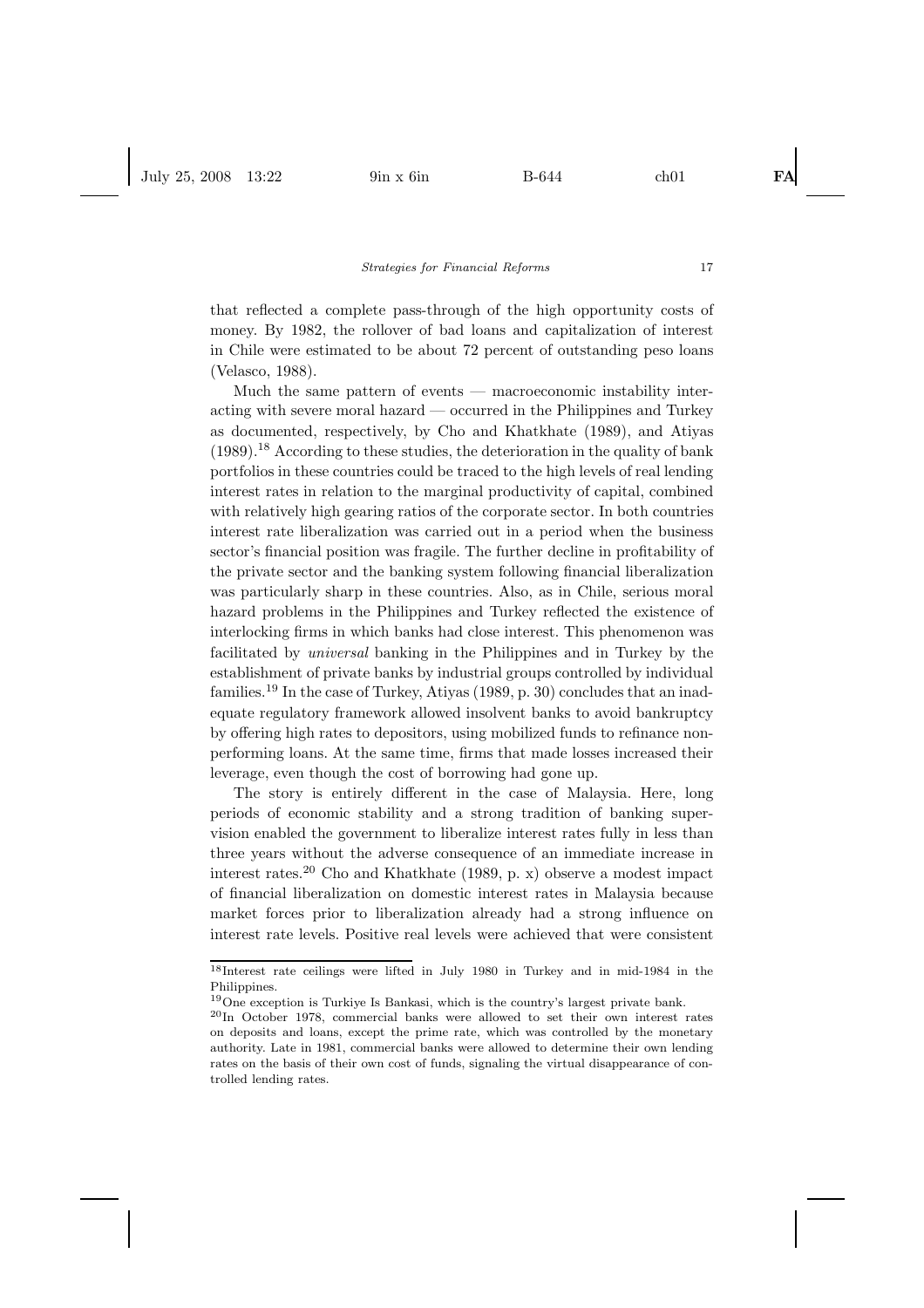that reflected a complete pass-through of the high opportunity costs of money. By 1982, the rollover of bad loans and capitalization of interest in Chile were estimated to be about 72 percent of outstanding peso loans (Velasco, 1988).

Much the same pattern of events — macroeconomic instability interacting with severe moral hazard — occurred in the Philippines and Turkey as documented, respectively, by Cho and Khatkhate (1989), and Atiyas (1989).[18] According to these studies, the deterioration in the quality of bank portfolios in these countries could be traced to the high levels of real lending interest rates in relation to the marginal productivity of capital, combined with relatively high gearing ratios of the corporate sector. In both countries interest rate liberalization was carried out in a period when the business sector's financial position was fragile. The further decline in profitability of the private sector and the banking system following financial liberalization was particularly sharp in these countries. Also, as in Chile, serious moral hazard problems in the Philippines and Turkey reflected the existence of interlocking firms in which banks had close interest. This phenomenon was facilitated by *universal* banking in the Philippines and in Turkey by the establishment of private banks by industrial groups controlled by individual families.[19] In the case of Turkey, Atiyas (1989, p. 30) concludes that an inadequate regulatory framework allowed insolvent banks to avoid bankruptcy by offering high rates to depositors, using mobilized funds to refinance nonperforming loans. At the same time, firms that made losses increased their leverage, even though the cost of borrowing had gone up.

The story is entirely different in the case of Malaysia. Here, long periods of economic stability and a strong tradition of banking supervision enabled the government to liberalize interest rates fully in less than three years without the adverse consequence of an immediate increase in interest rates.[20] Cho and Khatkhate (1989, p. x) observe a modest impact of financial liberalization on domestic interest rates in Malaysia because market forces prior to liberalization already had a strong influence on interest rate levels. Positive real levels were achieved that were consistent

[18] Interest rate ceilings were lifted in July 1980 in Turkey and in mid-1984 in the Philippines.

[19] One exception is Turkiye Is Bankasi, which is the country's largest private bank.

[20] In October 1978, commercial banks were allowed to set their own interest rates on deposits and loans, except the prime rate, which was controlled by the monetary authority. Late in 1981, commercial banks were allowed to determine their own lending rates on the basis of their own cost of funds, signaling the virtual disappearance of controlled lending rates.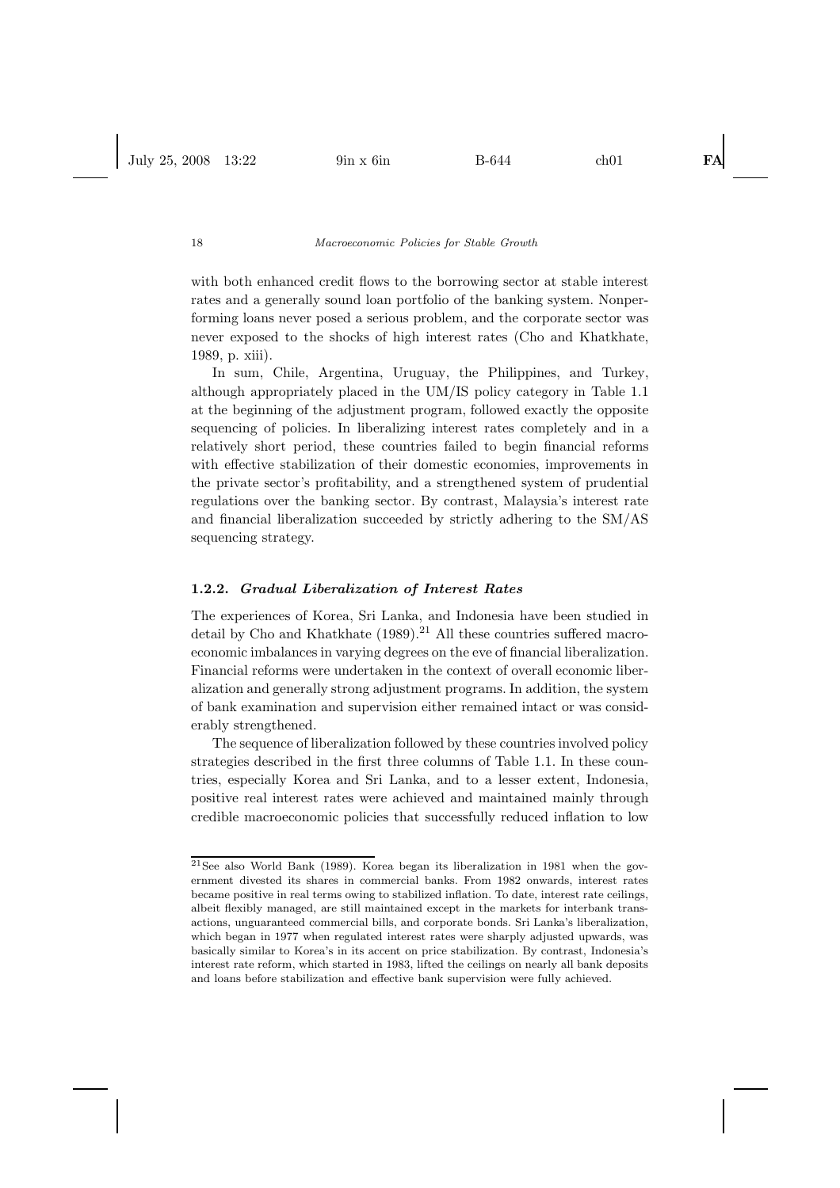with both enhanced credit flows to the borrowing sector at stable interest rates and a generally sound loan portfolio of the banking system. Nonperforming loans never posed a serious problem, and the corporate sector was never exposed to the shocks of high interest rates (Cho and Khatkhate, 1989, p. xiii).

In sum, Chile, Argentina, Uruguay, the Philippines, and Turkey, although appropriately placed in the UM/IS policy category in Table 1.1 at the beginning of the adjustment program, followed exactly the opposite sequencing of policies. In liberalizing interest rates completely and in a relatively short period, these countries failed to begin financial reforms with effective stabilization of their domestic economies, improvements in the private sector's profitability, and a strengthened system of prudential regulations over the banking sector. By contrast, Malaysia's interest rate and financial liberalization succeeded by strictly adhering to the SM/AS sequencing strategy.

### 1.2.2. *Gradual Liberalization of Interest Rates*

The experiences of Korea, Sri Lanka, and Indonesia have been studied in detail by Cho and Khatkhate (1989).[21] All these countries suffered macroeconomic imbalances in varying degrees on the eve of financial liberalization. Financial reforms were undertaken in the context of overall economic liberalization and generally strong adjustment programs. In addition, the system of bank examination and supervision either remained intact or was considerably strengthened.

The sequence of liberalization followed by these countries involved policy strategies described in the first three columns of Table 1.1. In these countries, especially Korea and Sri Lanka, and to a lesser extent, Indonesia, positive real interest rates were achieved and maintained mainly through credible macroeconomic policies that successfully reduced inflation to low

---

[21] See also World Bank (1989). Korea began its liberalization in 1981 when the government divested its shares in commercial banks. From 1982 onwards, interest rates became positive in real terms owing to stabilized inflation. To date, interest rate ceilings, albeit flexibly managed, are still maintained except in the markets for interbank transactions, unguaranteed commercial bills, and corporate bonds. Sri Lanka's liberalization, which began in 1977 when regulated interest rates were sharply adjusted upwards, was basically similar to Korea's in its accent on price stabilization. By contrast, Indonesia's interest rate reform, which started in 1983, lifted the ceilings on nearly all bank deposits and loans before stabilization and effective bank supervision were fully achieved.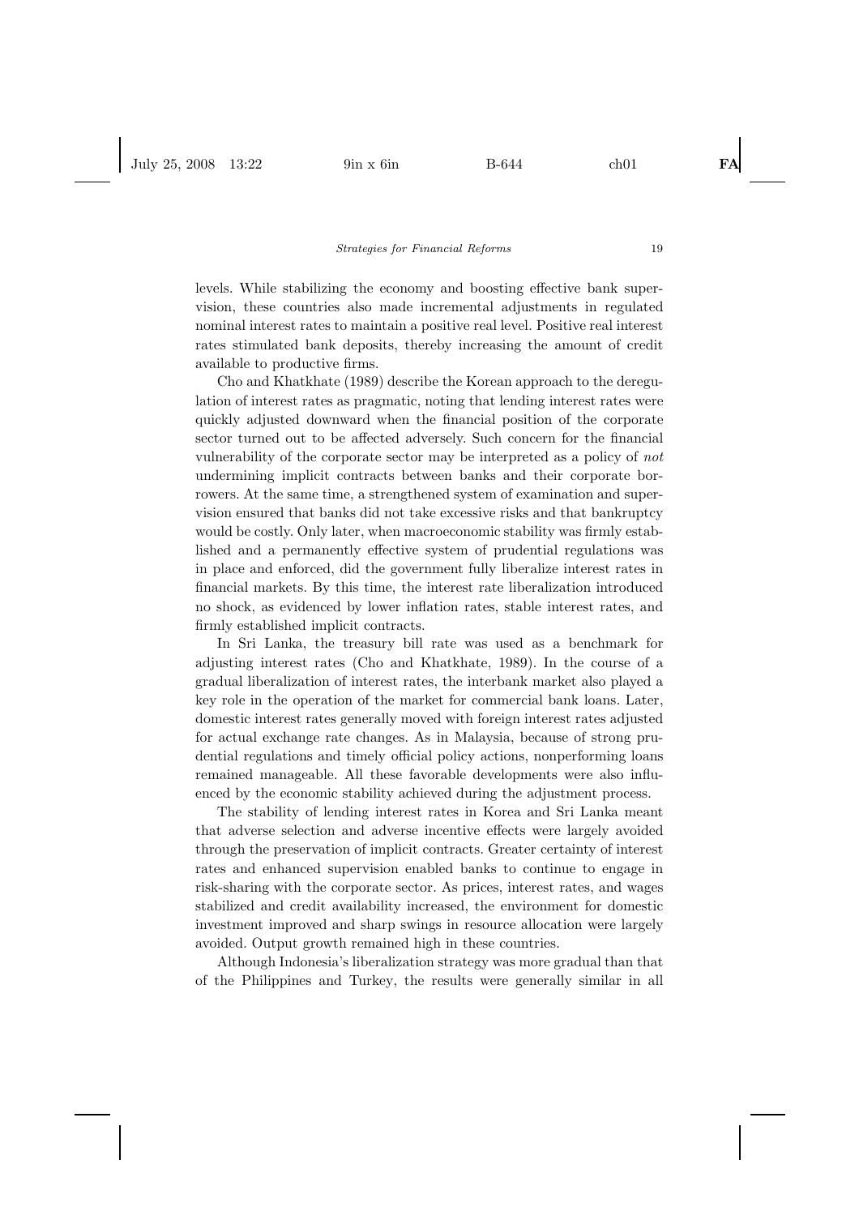levels. While stabilizing the economy and boosting effective bank supervision, these countries also made incremental adjustments in regulated nominal interest rates to maintain a positive real level. Positive real interest rates stimulated bank deposits, thereby increasing the amount of credit available to productive firms.

Cho and Khatkhate (1989) describe the Korean approach to the deregulation of interest rates as pragmatic, noting that lending interest rates were quickly adjusted downward when the financial position of the corporate sector turned out to be affected adversely. Such concern for the financial vulnerability of the corporate sector may be interpreted as a policy of *not* undermining implicit contracts between banks and their corporate borrowers. At the same time, a strengthened system of examination and supervision ensured that banks did not take excessive risks and that bankruptcy would be costly. Only later, when macroeconomic stability was firmly established and a permanently effective system of prudential regulations was in place and enforced, did the government fully liberalize interest rates in financial markets. By this time, the interest rate liberalization introduced no shock, as evidenced by lower inflation rates, stable interest rates, and firmly established implicit contracts.

In Sri Lanka, the treasury bill rate was used as a benchmark for adjusting interest rates (Cho and Khatkhate, 1989). In the course of a gradual liberalization of interest rates, the interbank market also played a key role in the operation of the market for commercial bank loans. Later, domestic interest rates generally moved with foreign interest rates adjusted for actual exchange rate changes. As in Malaysia, because of strong prudential regulations and timely official policy actions, nonperforming loans remained manageable. All these favorable developments were also influenced by the economic stability achieved during the adjustment process.

The stability of lending interest rates in Korea and Sri Lanka meant that adverse selection and adverse incentive effects were largely avoided through the preservation of implicit contracts. Greater certainty of interest rates and enhanced supervision enabled banks to continue to engage in risk-sharing with the corporate sector. As prices, interest rates, and wages stabilized and credit availability increased, the environment for domestic investment improved and sharp swings in resource allocation were largely avoided. Output growth remained high in these countries.

Although Indonesia's liberalization strategy was more gradual than that of the Philippines and Turkey, the results were generally similar in all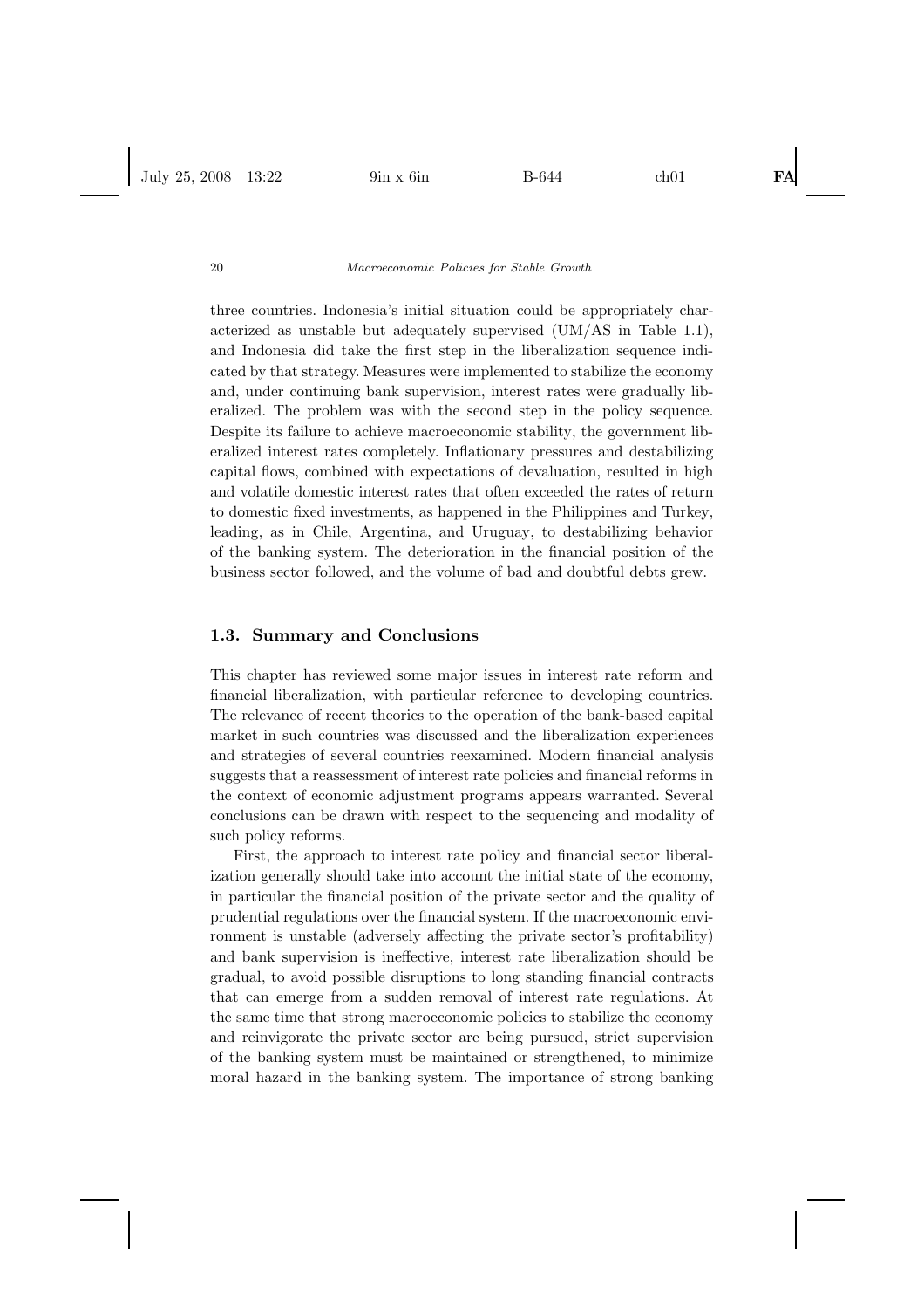three countries. Indonesia's initial situation could be appropriately characterized as unstable but adequately supervised (UM/AS in Table 1.1), and Indonesia did take the first step in the liberalization sequence indicated by that strategy. Measures were implemented to stabilize the economy and, under continuing bank supervision, interest rates were gradually liberalized. The problem was with the second step in the policy sequence. Despite its failure to achieve macroeconomic stability, the government liberalized interest rates completely. Inflationary pressures and destabilizing capital flows, combined with expectations of devaluation, resulted in high and volatile domestic interest rates that often exceeded the rates of return to domestic fixed investments, as happened in the Philippines and Turkey, leading, as in Chile, Argentina, and Uruguay, to destabilizing behavior of the banking system. The deterioration in the financial position of the business sector followed, and the volume of bad and doubtful debts grew.

## 1.3. Summary and Conclusions

This chapter has reviewed some major issues in interest rate reform and financial liberalization, with particular reference to developing countries. The relevance of recent theories to the operation of the bank-based capital market in such countries was discussed and the liberalization experiences and strategies of several countries reexamined. Modern financial analysis suggests that a reassessment of interest rate policies and financial reforms in the context of economic adjustment programs appears warranted. Several conclusions can be drawn with respect to the sequencing and modality of such policy reforms.

First, the approach to interest rate policy and financial sector liberalization generally should take into account the initial state of the economy, in particular the financial position of the private sector and the quality of prudential regulations over the financial system. If the macroeconomic environment is unstable (adversely affecting the private sector's profitability) and bank supervision is ineffective, interest rate liberalization should be gradual, to avoid possible disruptions to long standing financial contracts that can emerge from a sudden removal of interest rate regulations. At the same time that strong macroeconomic policies to stabilize the economy and reinvigorate the private sector are being pursued, strict supervision of the banking system must be maintained or strengthened, to minimize moral hazard in the banking system. The importance of strong banking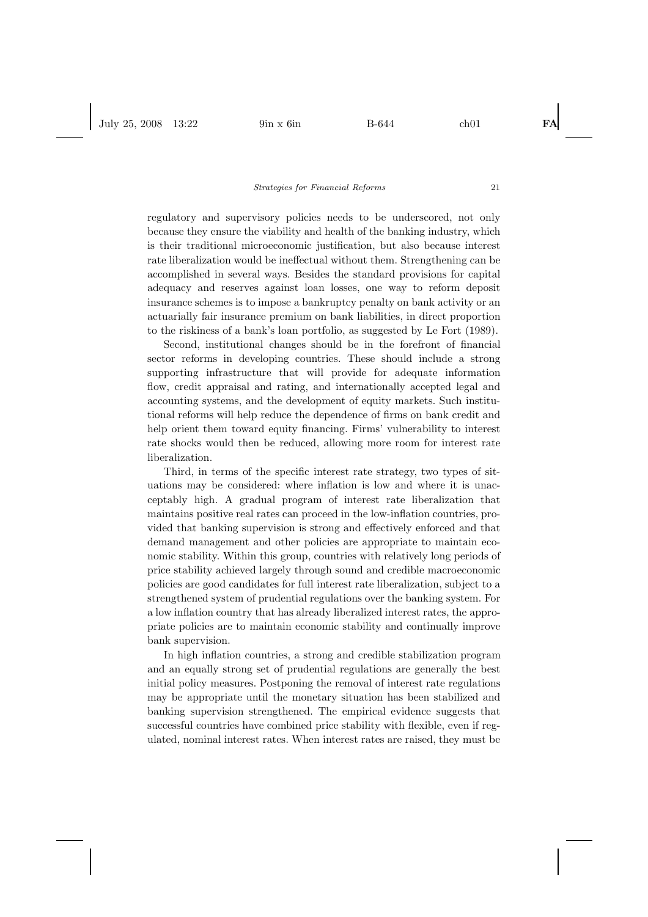regulatory and supervisory policies needs to be underscored, not only because they ensure the viability and health of the banking industry, which is their traditional microeconomic justification, but also because interest rate liberalization would be ineffectual without them. Strengthening can be accomplished in several ways. Besides the standard provisions for capital adequacy and reserves against loan losses, one way to reform deposit insurance schemes is to impose a bankruptcy penalty on bank activity or an actuarially fair insurance premium on bank liabilities, in direct proportion to the riskiness of a bank's loan portfolio, as suggested by Le Fort (1989).

Second, institutional changes should be in the forefront of financial sector reforms in developing countries. These should include a strong supporting infrastructure that will provide for adequate information flow, credit appraisal and rating, and internationally accepted legal and accounting systems, and the development of equity markets. Such institutional reforms will help reduce the dependence of firms on bank credit and help orient them toward equity financing. Firms' vulnerability to interest rate shocks would then be reduced, allowing more room for interest rate liberalization.

Third, in terms of the specific interest rate strategy, two types of situations may be considered: where inflation is low and where it is unacceptably high. A gradual program of interest rate liberalization that maintains positive real rates can proceed in the low-inflation countries, provided that banking supervision is strong and effectively enforced and that demand management and other policies are appropriate to maintain economic stability. Within this group, countries with relatively long periods of price stability achieved largely through sound and credible macroeconomic policies are good candidates for full interest rate liberalization, subject to a strengthened system of prudential regulations over the banking system. For a low inflation country that has already liberalized interest rates, the appropriate policies are to maintain economic stability and continually improve bank supervision.

In high inflation countries, a strong and credible stabilization program and an equally strong set of prudential regulations are generally the best initial policy measures. Postponing the removal of interest rate regulations may be appropriate until the monetary situation has been stabilized and banking supervision strengthened. The empirical evidence suggests that successful countries have combined price stability with flexible, even if regulated, nominal interest rates. When interest rates are raised, they must be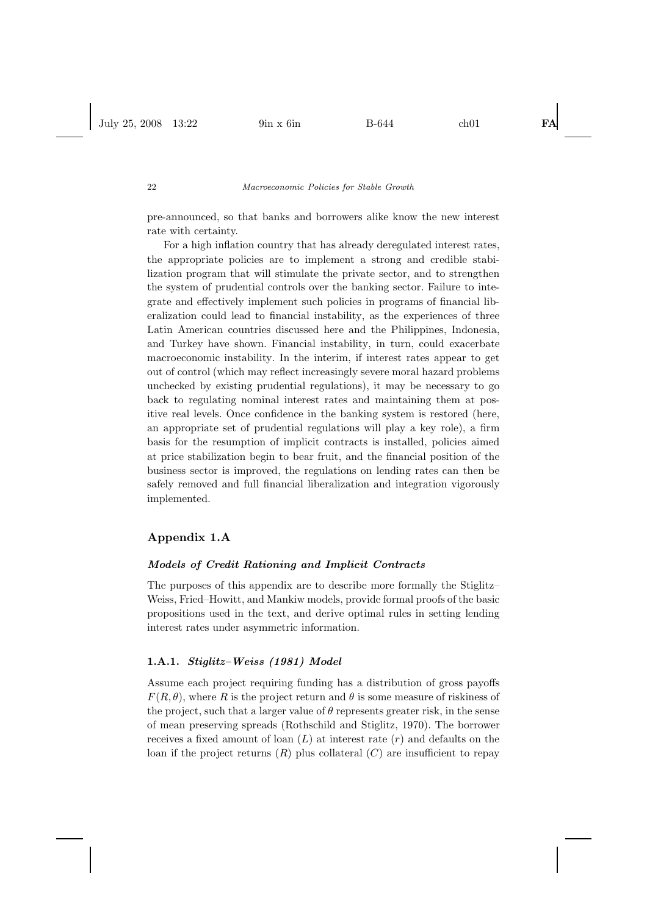pre-announced, so that banks and borrowers alike know the new interest rate with certainty.

For a high inflation country that has already deregulated interest rates, the appropriate policies are to implement a strong and credible stabilization program that will stimulate the private sector, and to strengthen the system of prudential controls over the banking sector. Failure to integrate and effectively implement such policies in programs of financial liberalization could lead to financial instability, as the experiences of three Latin American countries discussed here and the Philippines, Indonesia, and Turkey have shown. Financial instability, in turn, could exacerbate macroeconomic instability. In the interim, if interest rates appear to get out of control (which may reflect increasingly severe moral hazard problems unchecked by existing prudential regulations), it may be necessary to go back to regulating nominal interest rates and maintaining them at positive real levels. Once confidence in the banking system is restored (here, an appropriate set of prudential regulations will play a key role), a firm basis for the resumption of implicit contracts is installed, policies aimed at price stabilization begin to bear fruit, and the financial position of the business sector is improved, the regulations on lending rates can then be safely removed and full financial liberalization and integration vigorously implemented.

## Appendix 1.A

### *Models of Credit Rationing and Implicit Contracts*

The purposes of this appendix are to describe more formally the Stiglitz–Weiss, Fried–Howitt, and Mankiw models, provide formal proofs of the basic propositions used in the text, and derive optimal rules in setting lending interest rates under asymmetric information.

### 1.A.1. *Stiglitz–Weiss (1981) Model*

Assume each project requiring funding has a distribution of gross payoffs $F(R, \theta)$, where $R$ is the project return and $\theta$ is some measure of riskiness of the project, such that a larger value of $\theta$ represents greater risk, in the sense of mean preserving spreads (Rothschild and Stiglitz, 1970). The borrower receives a fixed amount of loan ($L$) at interest rate ($r$) and defaults on the loan if the project returns ($R$) plus collateral ($C$) are insufficient to repay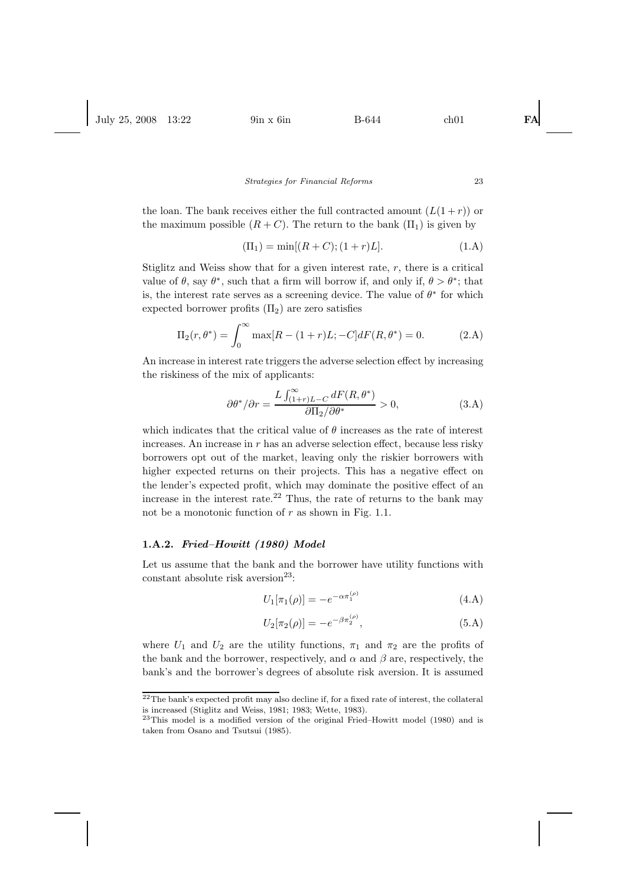the loan. The bank receives either the full contracted amount $(L(1+r))$ or the maximum possible $(R+C)$. The return to the bank $(\Pi_1)$ is given by

$$(\Pi_1) = \min[(R+C);(1+r)L]. \tag{1.A}$$

Stiglitz and Weiss show that for a given interest rate, $r$, there is a critical value of $\theta$, say $\theta^*$, such that a firm will borrow if, and only if, $\theta > \theta^*$; that is, the interest rate serves as a screening device. The value of $\theta^*$ for which expected borrower profits $(\Pi_2)$ are zero satisfies

$$\Pi_2(r,\theta^*) = \int_0^\infty \max[R-(1+r)L;-C]dF(R,\theta^*) = 0. \tag{2.A}$$

An increase in interest rate triggers the adverse selection effect by increasing the riskiness of the mix of applicants:

$$\partial\theta^*/\partial r = \frac{L\int_{(1+r)L-C}^{\infty} dF(R,\theta^*)}{\partial\Pi_2/\partial\theta^*} > 0, \tag{3.A}$$

which indicates that the critical value of $\theta$ increases as the rate of interest increases. An increase in $r$ has an adverse selection effect, because less risky borrowers opt out of the market, leaving only the riskier borrowers with higher expected returns on their projects. This has a negative effect on the lender's expected profit, which may dominate the positive effect of an increase in the interest rate.[22] Thus, the rate of returns to the bank may not be a monotonic function of $r$ as shown in Fig. 1.1.

### 1.A.2. *Fried–Howitt (1980) Model*

Let us assume that the bank and the borrower have utility functions with constant absolute risk aversion[23]:

$$U_1[\pi_1(\rho)] = -e^{-\alpha\pi_1^{(\rho)}} \tag{4.A}$$

$$U_2[\pi_2(\rho)] = -e^{-\beta\pi_2^{(\rho)}}, \tag{5.A}$$

where $U_1$ and $U_2$ are the utility functions, $\pi_1$ and $\pi_2$ are the profits of the bank and the borrower, respectively, and $\alpha$ and $\beta$ are, respectively, the bank's and the borrower's degrees of absolute risk aversion. It is assumed

[22]The bank's expected profit may also decline if, for a fixed rate of interest, the collateral is increased (Stiglitz and Weiss, 1981; 1983; Wette, 1983).

[23]This model is a modified version of the original Fried–Howitt model (1980) and is taken from Osano and Tsutsui (1985).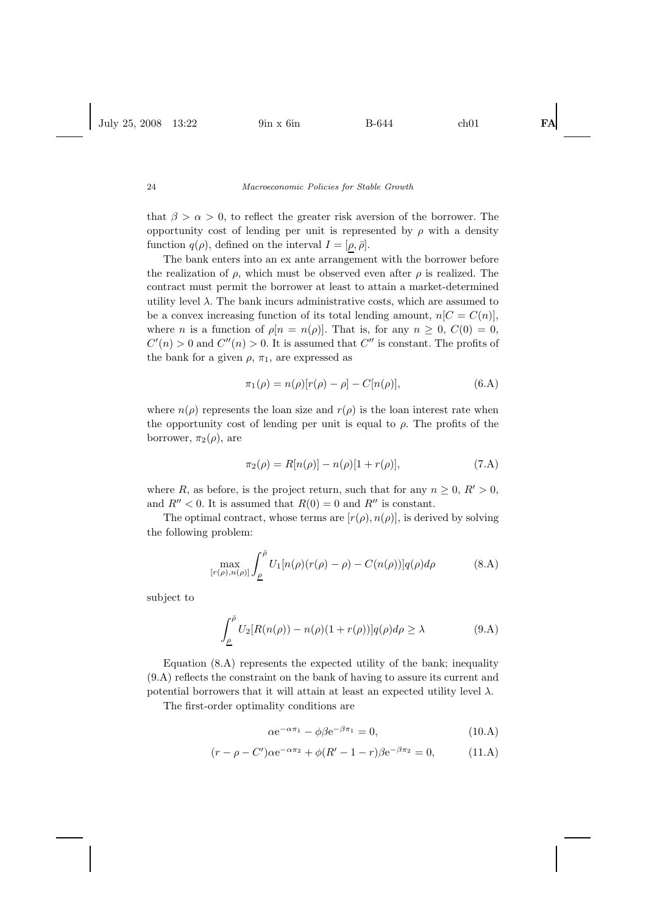that $\beta > \alpha > 0$, to reflect the greater risk aversion of the borrower. The opportunity cost of lending per unit is represented by $\rho$ with a density function $q(\rho)$, defined on the interval $I = [\underline{\rho}, \bar{\rho}]$.

The bank enters into an ex ante arrangement with the borrower before the realization of $\rho$, which must be observed even after $\rho$ is realized. The contract must permit the borrower at least to attain a market-determined utility level $\lambda$. The bank incurs administrative costs, which are assumed to be a convex increasing function of its total lending amount, $n[C = C(n)]$, where $n$ is a function of $\rho[n = n(\rho)]$. That is, for any $n \geq 0$, $C(0) = 0$, $C'(n) > 0$ and $C''(n) > 0$. It is assumed that $C''$ is constant. The profits of the bank for a given $\rho$, $\pi_1$, are expressed as

$$\pi_1(\rho) = n(\rho)[r(\rho) - \rho] - C[n(\rho)], \tag{6.A}$$

where $n(\rho)$ represents the loan size and $r(\rho)$ is the loan interest rate when the opportunity cost of lending per unit is equal to $\rho$. The profits of the borrower, $\pi_2(\rho)$, are

$$\pi_2(\rho) = R[n(\rho)] - n(\rho)[1 + r(\rho)], \tag{7.A}$$

where $R$, as before, is the project return, such that for any $n \geq 0$, $R' > 0$, and $R'' < 0$. It is assumed that $R(0) = 0$ and $R''$ is constant.

The optimal contract, whose terms are $[r(\rho), n(\rho)]$, is derived by solving the following problem:

$$\max_{[r(\rho), n(\rho)]} \int_{\underline{\rho}}^{\bar{\rho}} U_1[n(\rho)(r(\rho) - \rho) - C(n(\rho))]q(\rho)d\rho \tag{8.A}$$

subject to

$$\int_{\underline{\rho}}^{\bar{\rho}} U_2[R(n(\rho)) - n(\rho)(1 + r(\rho))]q(\rho)d\rho \geq \lambda \tag{9.A}$$

Equation (8.A) represents the expected utility of the bank; inequality (9.A) reflects the constraint on the bank of having to assure its current and potential borrowers that it will attain at least an expected utility level $\lambda$.

The first-order optimality conditions are

$$\alpha e^{-\alpha\pi_1} - \phi\beta e^{-\beta\pi_1} = 0, \tag{10.A}$$

$$(r - \rho - C')\alpha e^{-\alpha\pi_2} + \phi(R' - 1 - r)\beta e^{-\beta\pi_2} = 0, \tag{11.A}$$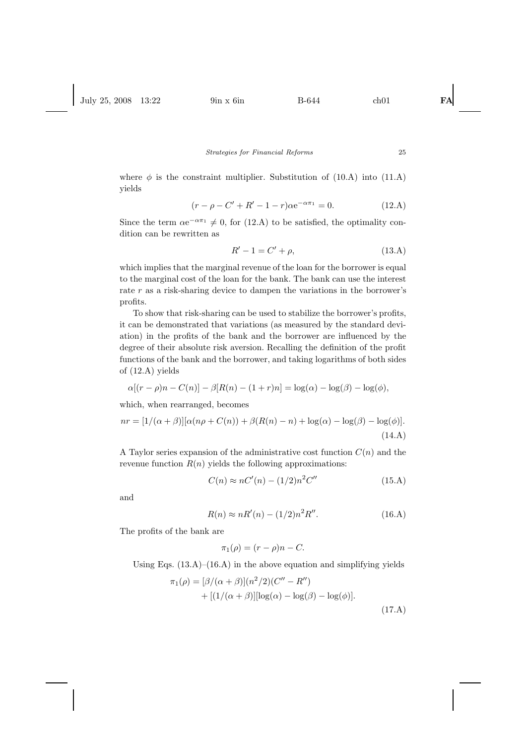where $\phi$ is the constraint multiplier. Substitution of (10.A) into (11.A) yields

$$(r - \rho - C' + R' - 1 - r)\alpha e^{-\alpha\pi_1} = 0. \tag{12.A}$$

Since the term $\alpha e^{-\alpha\pi_1} \neq 0$, for (12.A) to be satisfied, the optimality condition can be rewritten as

$$R' - 1 = C' + \rho, \tag{13.A}$$

which implies that the marginal revenue of the loan for the borrower is equal to the marginal cost of the loan for the bank. The bank can use the interest rate $r$ as a risk-sharing device to dampen the variations in the borrower's profits.

To show that risk-sharing can be used to stabilize the borrower's profits, it can be demonstrated that variations (as measured by the standard deviation) in the profits of the bank and the borrower are influenced by the degree of their absolute risk aversion. Recalling the definition of the profit functions of the bank and the borrower, and taking logarithms of both sides of (12.A) yields

$$\alpha[(r - \rho)n - C(n)] - \beta[R(n) - (1 + r)n] = \log(\alpha) - \log(\beta) - \log(\phi),$$

which, when rearranged, becomes

$$nr = [1/(\alpha + \beta)][\alpha(n\rho + C(n)) + \beta(R(n) - n) + \log(\alpha) - \log(\beta) - \log(\phi)]. \tag{14.A}$$

A Taylor series expansion of the administrative cost function $C(n)$ and the revenue function $R(n)$ yields the following approximations:

$$C(n) \approx nC'(n) - (1/2)n^2 C'' \tag{15.A}$$

and

$$R(n) \approx nR'(n) - (1/2)n^2 R''. \tag{16.A}$$

The profits of the bank are

$$\pi_1(\rho) = (r - \rho)n - C.$$

Using Eqs. (13.A)–(16.A) in the above equation and simplifying yields

$$\begin{aligned}\pi_1(\rho) &= [\beta/(\alpha + \beta)](n^2/2)(C'' - R'') \\ &\quad + [(1/(\alpha + \beta)][\log(\alpha) - \log(\beta) - \log(\phi)].\end{aligned} \tag{17.A}$$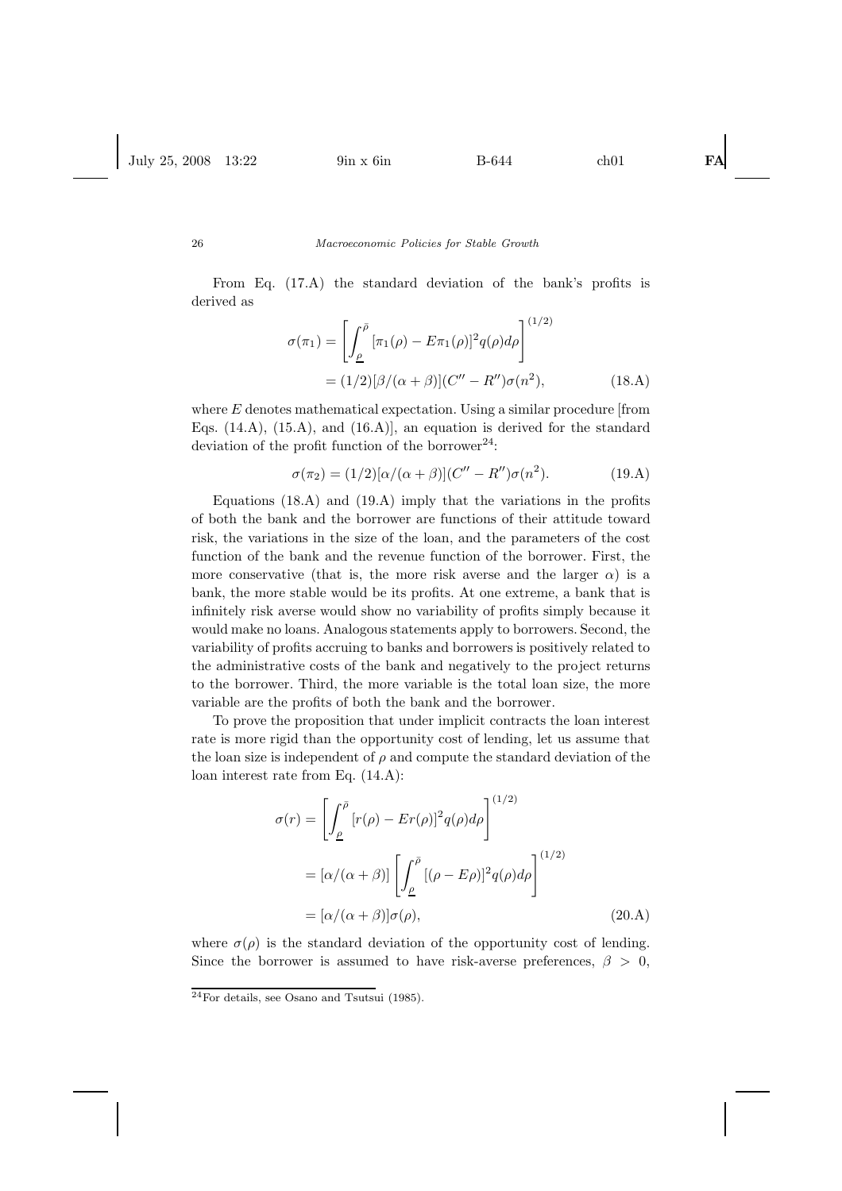From Eq. (17.A) the standard deviation of the bank's profits is derived as

$$\sigma(\pi_1) = \left[\int_{\underline{\rho}}^{\bar{\rho}} [\pi_1(\rho) - E\pi_1(\rho)]^2 q(\rho) d\rho\right]^{(1/2)}$$
$$= (1/2)[\beta/(\alpha+\beta)](C'' - R'')\sigma(n^2), \tag{18.A}$$

where $E$ denotes mathematical expectation. Using a similar procedure [from Eqs. (14.A), (15.A), and (16.A)], an equation is derived for the standard deviation of the profit function of the borrower[24]:

$$\sigma(\pi_2) = (1/2)[\alpha/(\alpha+\beta)](C'' - R'')\sigma(n^2). \tag{19.A}$$

Equations (18.A) and (19.A) imply that the variations in the profits of both the bank and the borrower are functions of their attitude toward risk, the variations in the size of the loan, and the parameters of the cost function of the bank and the revenue function of the borrower. First, the more conservative (that is, the more risk averse and the larger $\alpha$) is a bank, the more stable would be its profits. At one extreme, a bank that is infinitely risk averse would show no variability of profits simply because it would make no loans. Analogous statements apply to borrowers. Second, the variability of profits accruing to banks and borrowers is positively related to the administrative costs of the bank and negatively to the project returns to the borrower. Third, the more variable is the total loan size, the more variable are the profits of both the bank and the borrower.

To prove the proposition that under implicit contracts the loan interest rate is more rigid than the opportunity cost of lending, let us assume that the loan size is independent of $\rho$ and compute the standard deviation of the loan interest rate from Eq. (14.A):

$$\sigma(r) = \left[\int_{\underline{\rho}}^{\bar{\rho}} [r(\rho) - Er(\rho)]^2 q(\rho) d\rho\right]^{(1/2)}$$
$$= [\alpha/(\alpha+\beta)]\left[\int_{\underline{\rho}}^{\bar{\rho}} [(\rho - E\rho)]^2 q(\rho) d\rho\right]^{(1/2)}$$
$$= [\alpha/(\alpha+\beta)]\sigma(\rho), \tag{20.A}$$

where $\sigma(\rho)$ is the standard deviation of the opportunity cost of lending. Since the borrower is assumed to have risk-averse preferences, $\beta > 0$,

[24]For details, see Osano and Tsutsui (1985).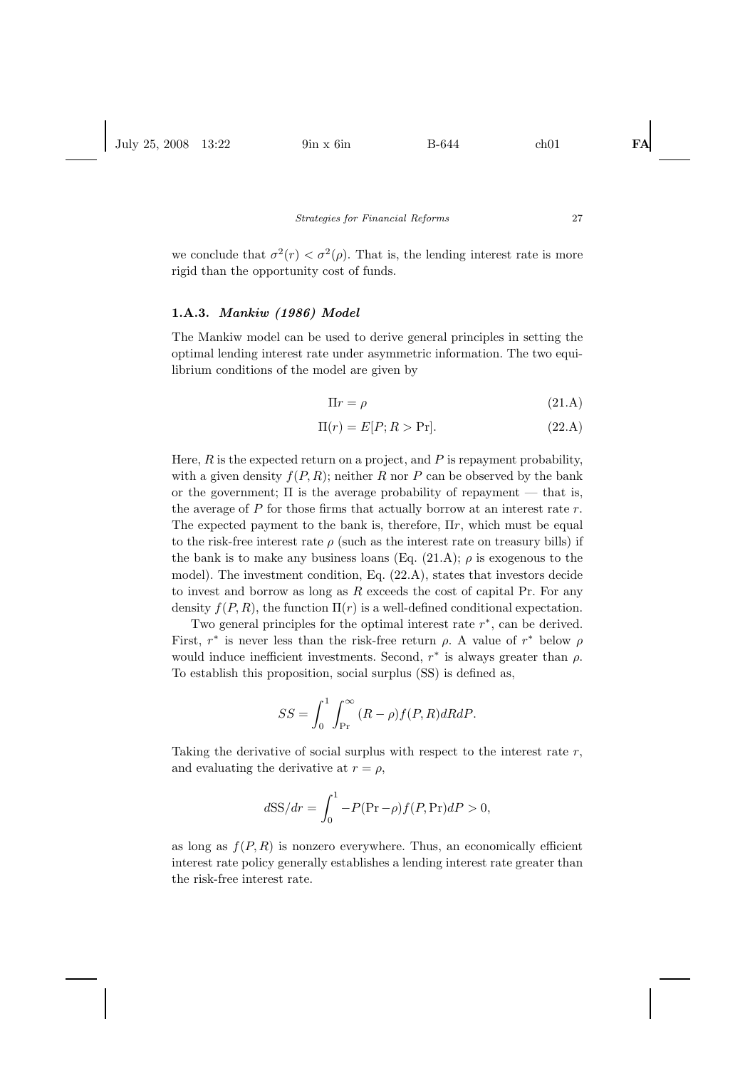we conclude that $\sigma^2(r) < \sigma^2(\rho)$. That is, the lending interest rate is more rigid than the opportunity cost of funds.

### 1.A.3. *Mankiw (1986) Model*

The Mankiw model can be used to derive general principles in setting the optimal lending interest rate under asymmetric information. The two equilibrium conditions of the model are given by

$$\Pi r = \rho \tag{21.A}$$

$$\Pi(r) = E[P; R > \Pr]. \tag{22.A}$$

Here, $R$ is the expected return on a project, and $P$ is repayment probability, with a given density $f(P, R)$; neither $R$ nor $P$ can be observed by the bank or the government; $\Pi$ is the average probability of repayment — that is, the average of $P$ for those firms that actually borrow at an interest rate $r$. The expected payment to the bank is, therefore, $\Pi r$, which must be equal to the risk-free interest rate $\rho$ (such as the interest rate on treasury bills) if the bank is to make any business loans (Eq. (21.A); $\rho$ is exogenous to the model). The investment condition, Eq. (22.A), states that investors decide to invest and borrow as long as $R$ exceeds the cost of capital Pr. For any density $f(P, R)$, the function $\Pi(r)$ is a well-defined conditional expectation.

Two general principles for the optimal interest rate $r^*$, can be derived. First, $r^*$ is never less than the risk-free return $\rho$. A value of $r^*$ below $\rho$ would induce inefficient investments. Second, $r^*$ is always greater than $\rho$. To establish this proposition, social surplus (SS) is defined as,

$$SS = \int_0^1 \int_{\Pr}^{\infty} (R - \rho) f(P, R) dR dP.$$

Taking the derivative of social surplus with respect to the interest rate $r$, and evaluating the derivative at $r = \rho$,

$$d\mathrm{SS}/dr = \int_0^1 -P(\Pr - \rho) f(P, \Pr) dP > 0,$$

as long as $f(P, R)$ is nonzero everywhere. Thus, an economically efficient interest rate policy generally establishes a lending interest rate greater than the risk-free interest rate.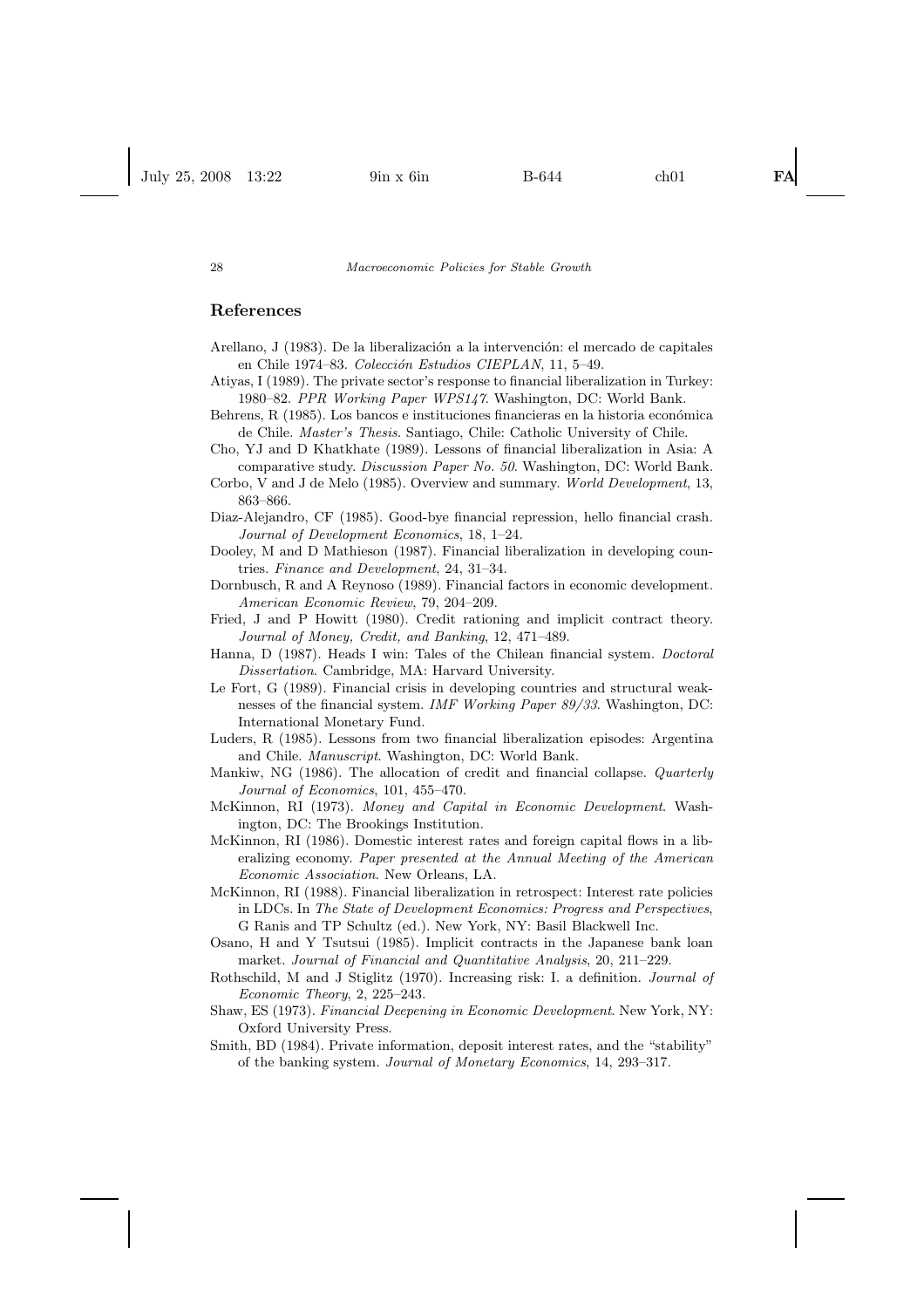## References

Arellano, J (1983). De la liberalización a la intervención: el mercado de capitales en Chile 1974–83. *Colección Estudios CIEPLAN*, 11, 5–49.

Atiyas, I (1989). The private sector's response to financial liberalization in Turkey: 1980–82. *PPR Working Paper WPS147*. Washington, DC: World Bank.

Behrens, R (1985). Los bancos e instituciones financieras en la historia económica de Chile. *Master's Thesis*. Santiago, Chile: Catholic University of Chile.

Cho, YJ and D Khatkhate (1989). Lessons of financial liberalization in Asia: A comparative study. *Discussion Paper No. 50*. Washington, DC: World Bank.

Corbo, V and J de Melo (1985). Overview and summary. *World Development*, 13, 863–866.

Diaz-Alejandro, CF (1985). Good-bye financial repression, hello financial crash. *Journal of Development Economics*, 18, 1–24.

Dooley, M and D Mathieson (1987). Financial liberalization in developing countries. *Finance and Development*, 24, 31–34.

Dornbusch, R and A Reynoso (1989). Financial factors in economic development. *American Economic Review*, 79, 204–209.

Fried, J and P Howitt (1980). Credit rationing and implicit contract theory. *Journal of Money, Credit, and Banking*, 12, 471–489.

Hanna, D (1987). Heads I win: Tales of the Chilean financial system. *Doctoral Dissertation*. Cambridge, MA: Harvard University.

Le Fort, G (1989). Financial crisis in developing countries and structural weaknesses of the financial system. *IMF Working Paper 89/33*. Washington, DC: International Monetary Fund.

Luders, R (1985). Lessons from two financial liberalization episodes: Argentina and Chile. *Manuscript*. Washington, DC: World Bank.

Mankiw, NG (1986). The allocation of credit and financial collapse. *Quarterly Journal of Economics*, 101, 455–470.

McKinnon, RI (1973). *Money and Capital in Economic Development*. Washington, DC: The Brookings Institution.

McKinnon, RI (1986). Domestic interest rates and foreign capital flows in a liberalizing economy. *Paper presented at the Annual Meeting of the American Economic Association*. New Orleans, LA.

McKinnon, RI (1988). Financial liberalization in retrospect: Interest rate policies in LDCs. In *The State of Development Economics: Progress and Perspectives*, G Ranis and TP Schultz (ed.). New York, NY: Basil Blackwell Inc.

Osano, H and Y Tsutsui (1985). Implicit contracts in the Japanese bank loan market. *Journal of Financial and Quantitative Analysis*, 20, 211–229.

Rothschild, M and J Stiglitz (1970). Increasing risk: I. a definition. *Journal of Economic Theory*, 2, 225–243.

Shaw, ES (1973). *Financial Deepening in Economic Development*. New York, NY: Oxford University Press.

Smith, BD (1984). Private information, deposit interest rates, and the "stability" of the banking system. *Journal of Monetary Economics*, 14, 293–317.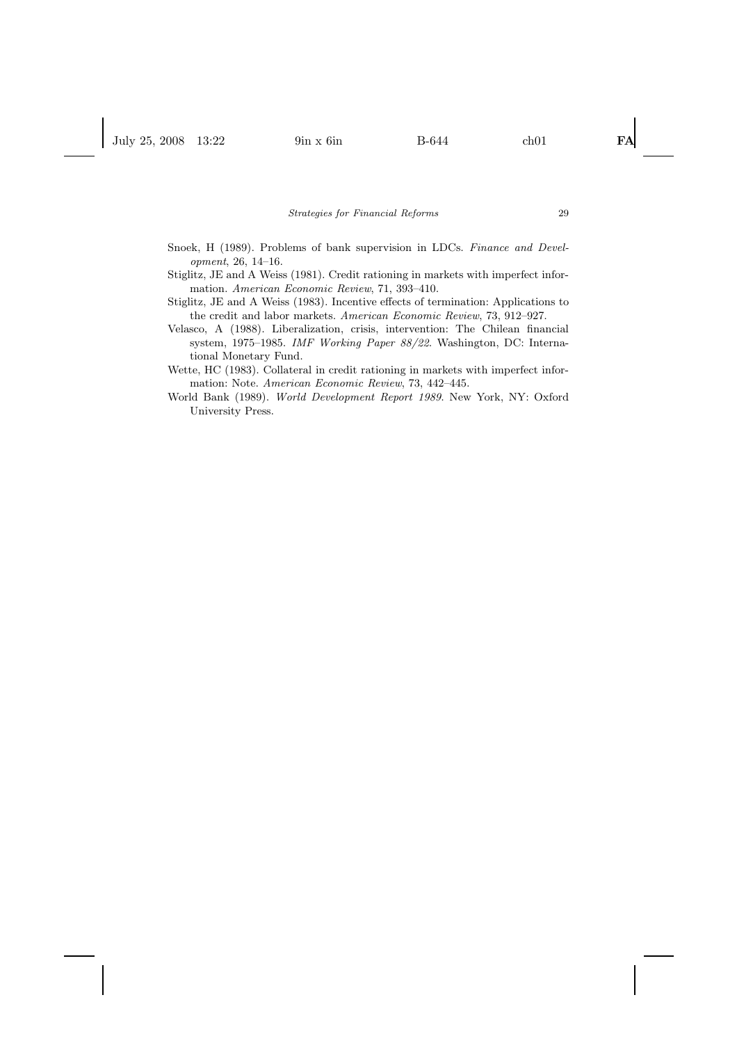Snoek, H (1989). Problems of bank supervision in LDCs. *Finance and Development*, 26, 14–16.

Stiglitz, JE and A Weiss (1981). Credit rationing in markets with imperfect information. *American Economic Review*, 71, 393–410.

Stiglitz, JE and A Weiss (1983). Incentive effects of termination: Applications to the credit and labor markets. *American Economic Review*, 73, 912–927.

Velasco, A (1988). Liberalization, crisis, intervention: The Chilean financial system, 1975–1985. *IMF Working Paper 88/22*. Washington, DC: International Monetary Fund.

Wette, HC (1983). Collateral in credit rationing in markets with imperfect information: Note. *American Economic Review*, 73, 442–445.

World Bank (1989). *World Development Report 1989*. New York, NY: Oxford University Press.